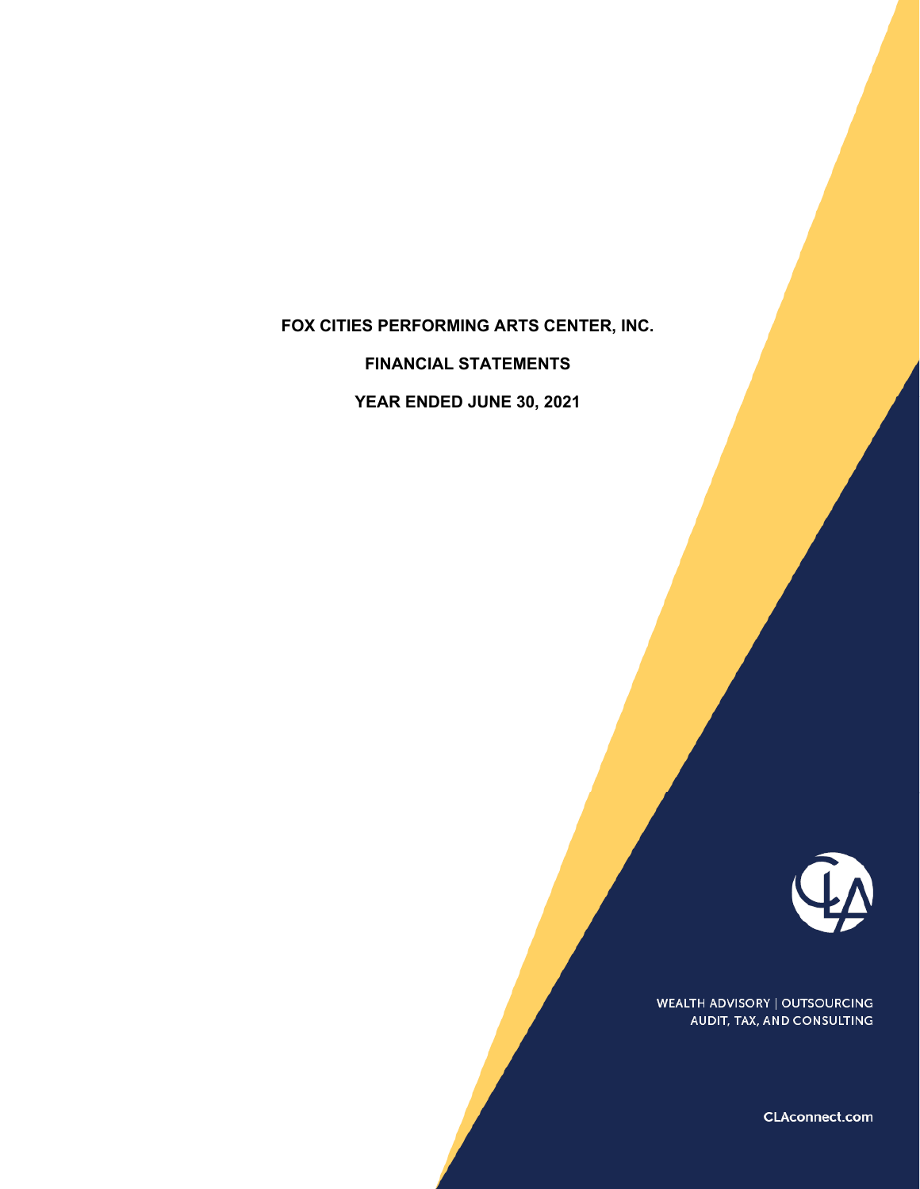# FOX CITIES PERFORMING ARTS CENTER, INC.

## FINANCIAL STATEMENTS

## YEAR ENDED JUNE 30, 2021

WEALTH ADVISORY | OUTSOURCING
AUDIT, TAX, AND CONSULTING

CLAconnect.com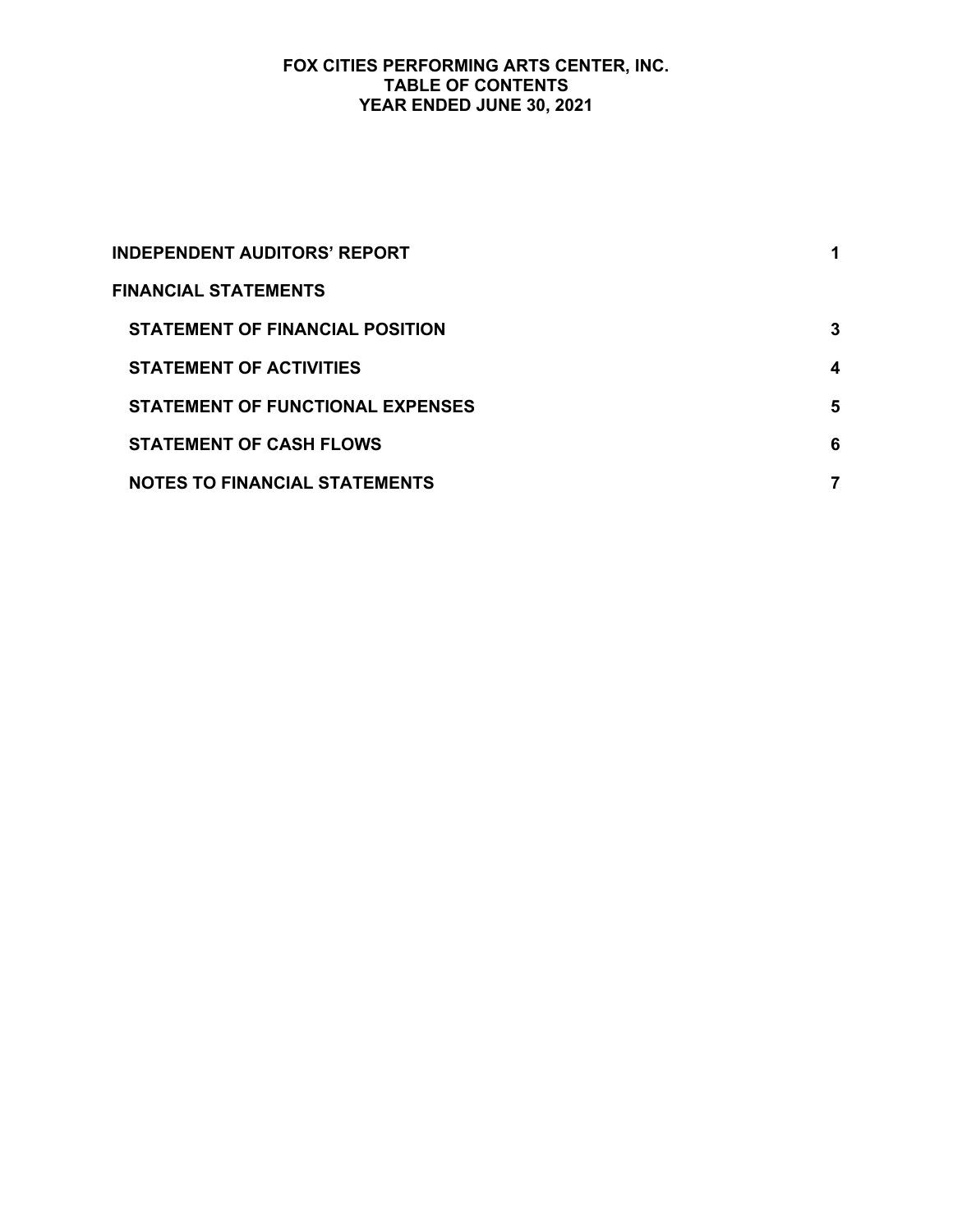# FOX CITIES PERFORMING ARTS CENTER, INC.
## TABLE OF CONTENTS
## YEAR ENDED JUNE 30, 2021

| | |
|---|---|
| **INDEPENDENT AUDITORS' REPORT** | **1** |
| **FINANCIAL STATEMENTS** | |
| **STATEMENT OF FINANCIAL POSITION** | **3** |
| **STATEMENT OF ACTIVITIES** | **4** |
| **STATEMENT OF FUNCTIONAL EXPENSES** | **5** |
| **STATEMENT OF CASH FLOWS** | **6** |
| **NOTES TO FINANCIAL STATEMENTS** | **7** |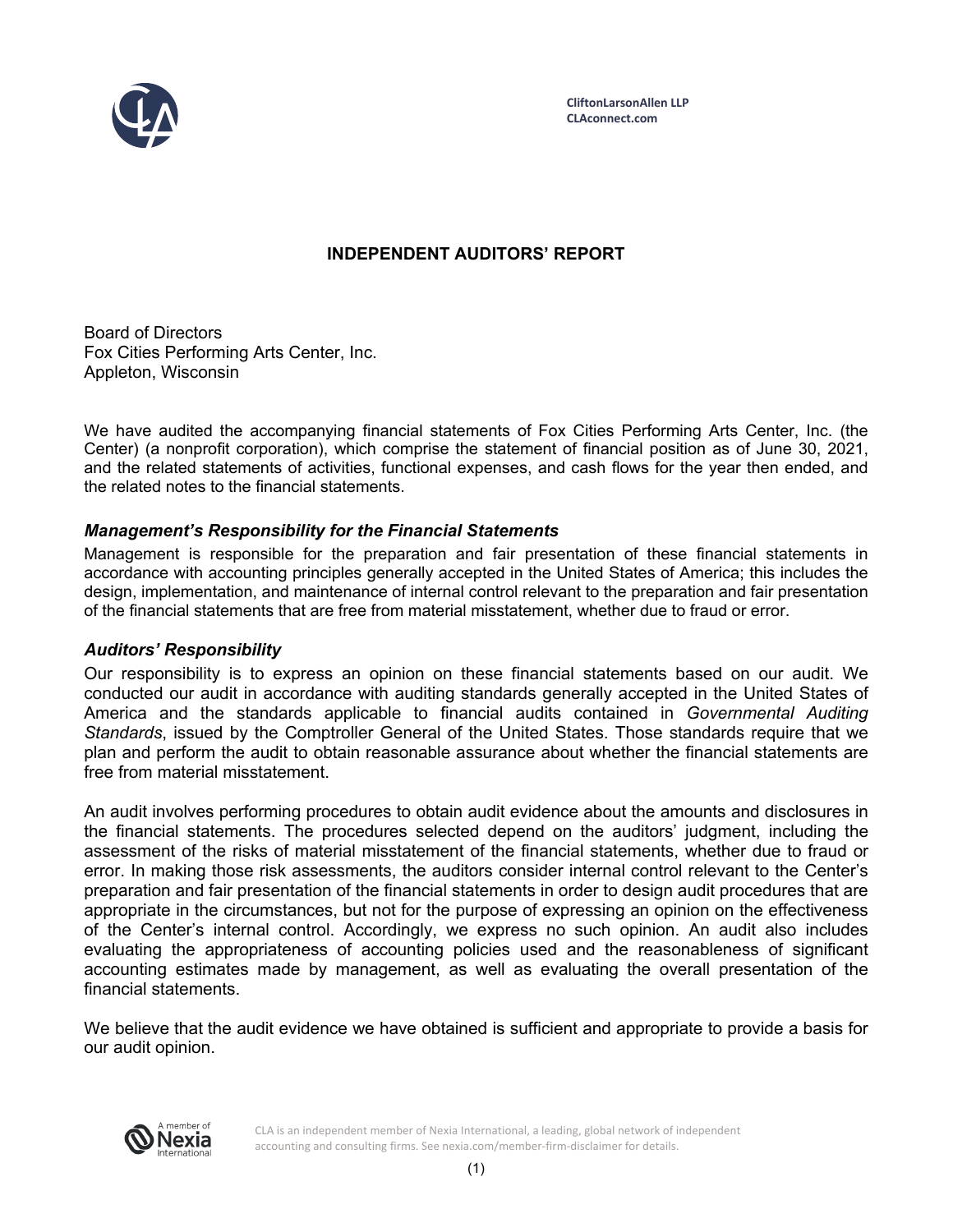CliftonLarsonAllen LLP
CLAconnect.com

# INDEPENDENT AUDITORS' REPORT

Board of Directors
Fox Cities Performing Arts Center, Inc.
Appleton, Wisconsin

We have audited the accompanying financial statements of Fox Cities Performing Arts Center, Inc. (the Center) (a nonprofit corporation), which comprise the statement of financial position as of June 30, 2021, and the related statements of activities, functional expenses, and cash flows for the year then ended, and the related notes to the financial statements.

### *Management's Responsibility for the Financial Statements*

Management is responsible for the preparation and fair presentation of these financial statements in accordance with accounting principles generally accepted in the United States of America; this includes the design, implementation, and maintenance of internal control relevant to the preparation and fair presentation of the financial statements that are free from material misstatement, whether due to fraud or error.

### *Auditors' Responsibility*

Our responsibility is to express an opinion on these financial statements based on our audit. We conducted our audit in accordance with auditing standards generally accepted in the United States of America and the standards applicable to financial audits contained in *Governmental Auditing Standards*, issued by the Comptroller General of the United States. Those standards require that we plan and perform the audit to obtain reasonable assurance about whether the financial statements are free from material misstatement.

An audit involves performing procedures to obtain audit evidence about the amounts and disclosures in the financial statements. The procedures selected depend on the auditors' judgment, including the assessment of the risks of material misstatement of the financial statements, whether due to fraud or error. In making those risk assessments, the auditors consider internal control relevant to the Center's preparation and fair presentation of the financial statements in order to design audit procedures that are appropriate in the circumstances, but not for the purpose of expressing an opinion on the effectiveness of the Center's internal control. Accordingly, we express no such opinion. An audit also includes evaluating the appropriateness of accounting policies used and the reasonableness of significant accounting estimates made by management, as well as evaluating the overall presentation of the financial statements.

We believe that the audit evidence we have obtained is sufficient and appropriate to provide a basis for our audit opinion.

A member of Nexia International

CLA is an independent member of Nexia International, a leading, global network of independent accounting and consulting firms. See nexia.com/member-firm-disclaimer for details.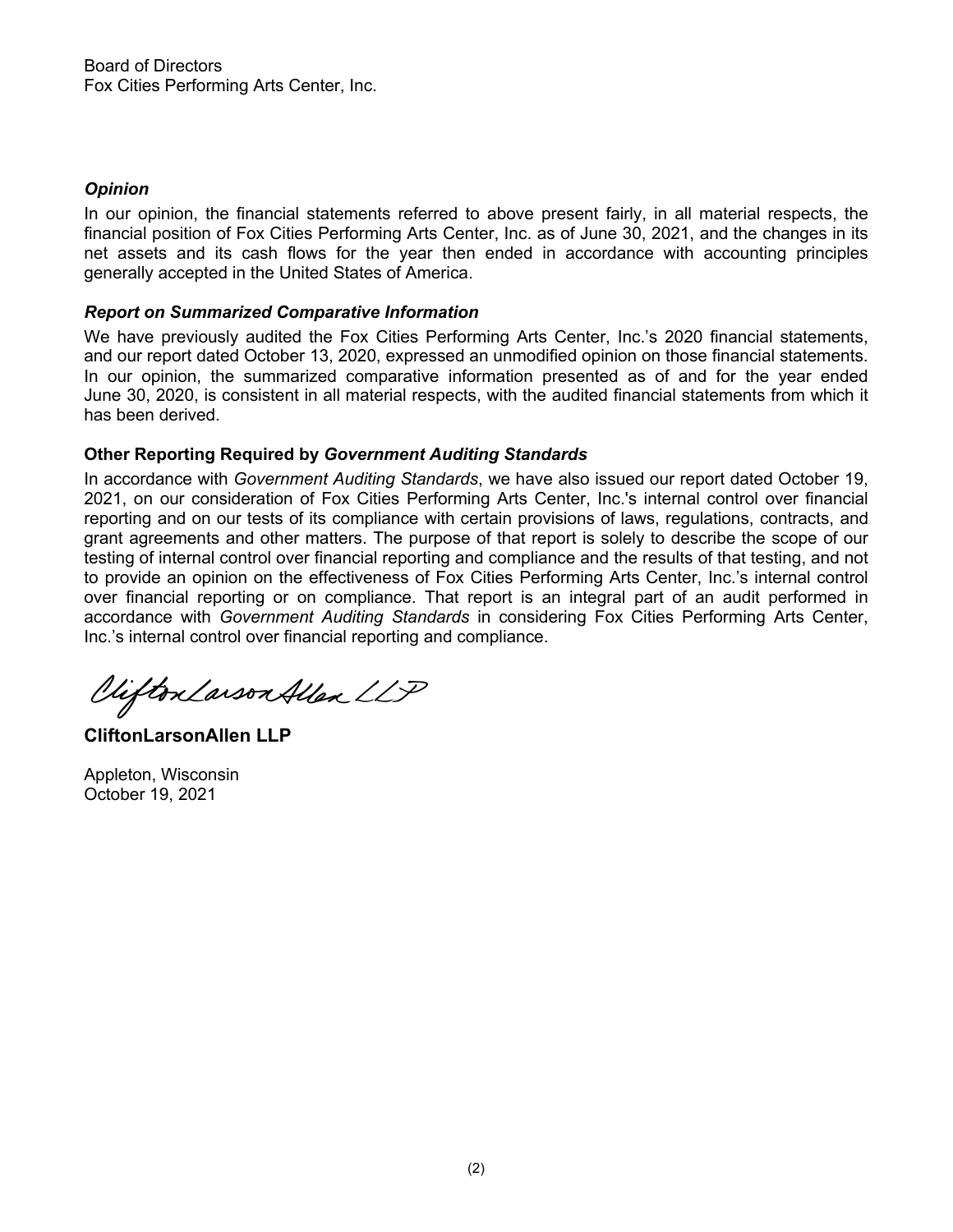Board of Directors
Fox Cities Performing Arts Center, Inc.

### *Opinion*

In our opinion, the financial statements referred to above present fairly, in all material respects, the financial position of Fox Cities Performing Arts Center, Inc. as of June 30, 2021, and the changes in its net assets and its cash flows for the year then ended in accordance with accounting principles generally accepted in the United States of America.

### *Report on Summarized Comparative Information*

We have previously audited the Fox Cities Performing Arts Center, Inc.'s 2020 financial statements, and our report dated October 13, 2020, expressed an unmodified opinion on those financial statements. In our opinion, the summarized comparative information presented as of and for the year ended June 30, 2020, is consistent in all material respects, with the audited financial statements from which it has been derived.

## Other Reporting Required by *Government Auditing Standards*

In accordance with *Government Auditing Standards*, we have also issued our report dated October 19, 2021, on our consideration of Fox Cities Performing Arts Center, Inc.'s internal control over financial reporting and on our tests of its compliance with certain provisions of laws, regulations, contracts, and grant agreements and other matters. The purpose of that report is solely to describe the scope of our testing of internal control over financial reporting and compliance and the results of that testing, and not to provide an opinion on the effectiveness of Fox Cities Performing Arts Center, Inc.'s internal control over financial reporting or on compliance. That report is an integral part of an audit performed in accordance with *Government Auditing Standards* in considering Fox Cities Performing Arts Center, Inc.'s internal control over financial reporting and compliance.

CliftonLarsonAllen LLP

**CliftonLarsonAllen LLP**

Appleton, Wisconsin
October 19, 2021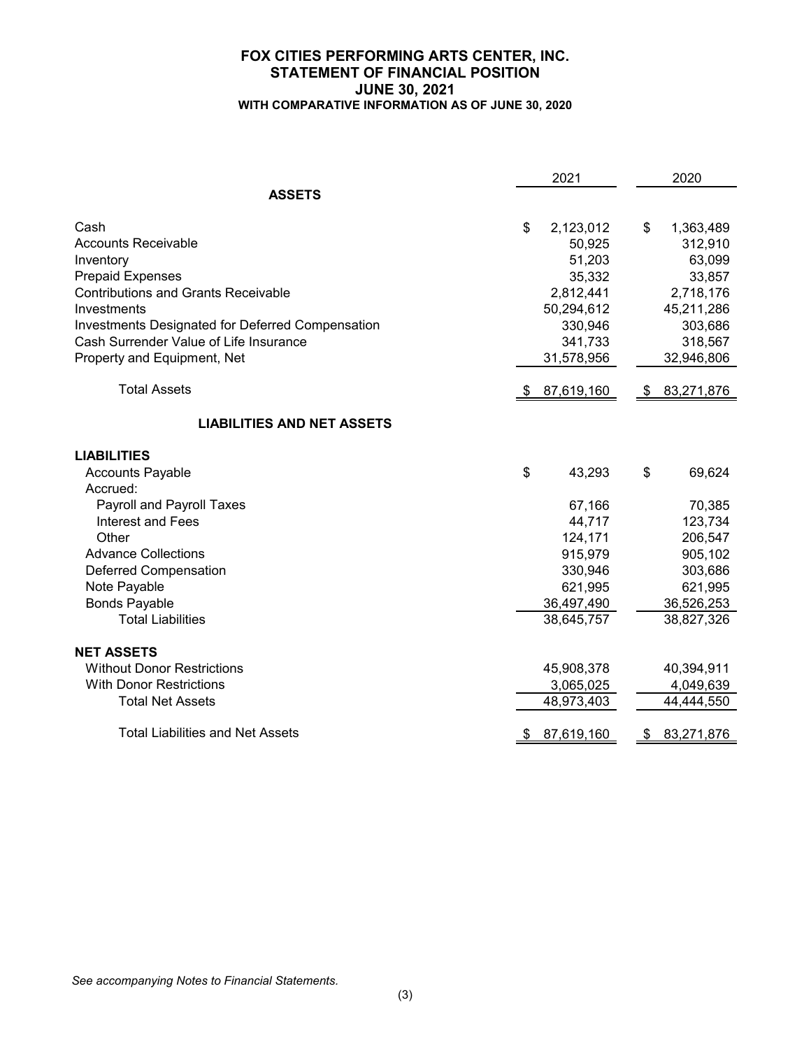# FOX CITIES PERFORMING ARTS CENTER, INC.
## STATEMENT OF FINANCIAL POSITION
## JUNE 30, 2021
### WITH COMPARATIVE INFORMATION AS OF JUNE 30, 2020

| | 2021 | 2020 |
|---|---|---|
| **ASSETS** | | |
| Cash | $ 2,123,012 | $ 1,363,489 |
| Accounts Receivable | 50,925 | 312,910 |
| Inventory | 51,203 | 63,099 |
| Prepaid Expenses | 35,332 | 33,857 |
| Contributions and Grants Receivable | 2,812,441 | 2,718,176 |
| Investments | 50,294,612 | 45,211,286 |
| Investments Designated for Deferred Compensation | 330,946 | 303,686 |
| Cash Surrender Value of Life Insurance | 341,733 | 318,567 |
| Property and Equipment, Net | 31,578,956 | 32,946,806 |
| Total Assets | $ 87,619,160 | $ 83,271,876 |
| **LIABILITIES AND NET ASSETS** | | |
| **LIABILITIES** | | |
| Accounts Payable | $ 43,293 | $ 69,624 |
| Accrued: | | |
| Payroll and Payroll Taxes | 67,166 | 70,385 |
| Interest and Fees | 44,717 | 123,734 |
| Other | 124,171 | 206,547 |
| Advance Collections | 915,979 | 905,102 |
| Deferred Compensation | 330,946 | 303,686 |
| Note Payable | 621,995 | 621,995 |
| Bonds Payable | 36,497,490 | 36,526,253 |
| Total Liabilities | 38,645,757 | 38,827,326 |
| **NET ASSETS** | | |
| Without Donor Restrictions | 45,908,378 | 40,394,911 |
| With Donor Restrictions | 3,065,025 | 4,049,639 |
| Total Net Assets | 48,973,403 | 44,444,550 |
| Total Liabilities and Net Assets | $ 87,619,160 | $ 83,271,876 |

*See accompanying Notes to Financial Statements.*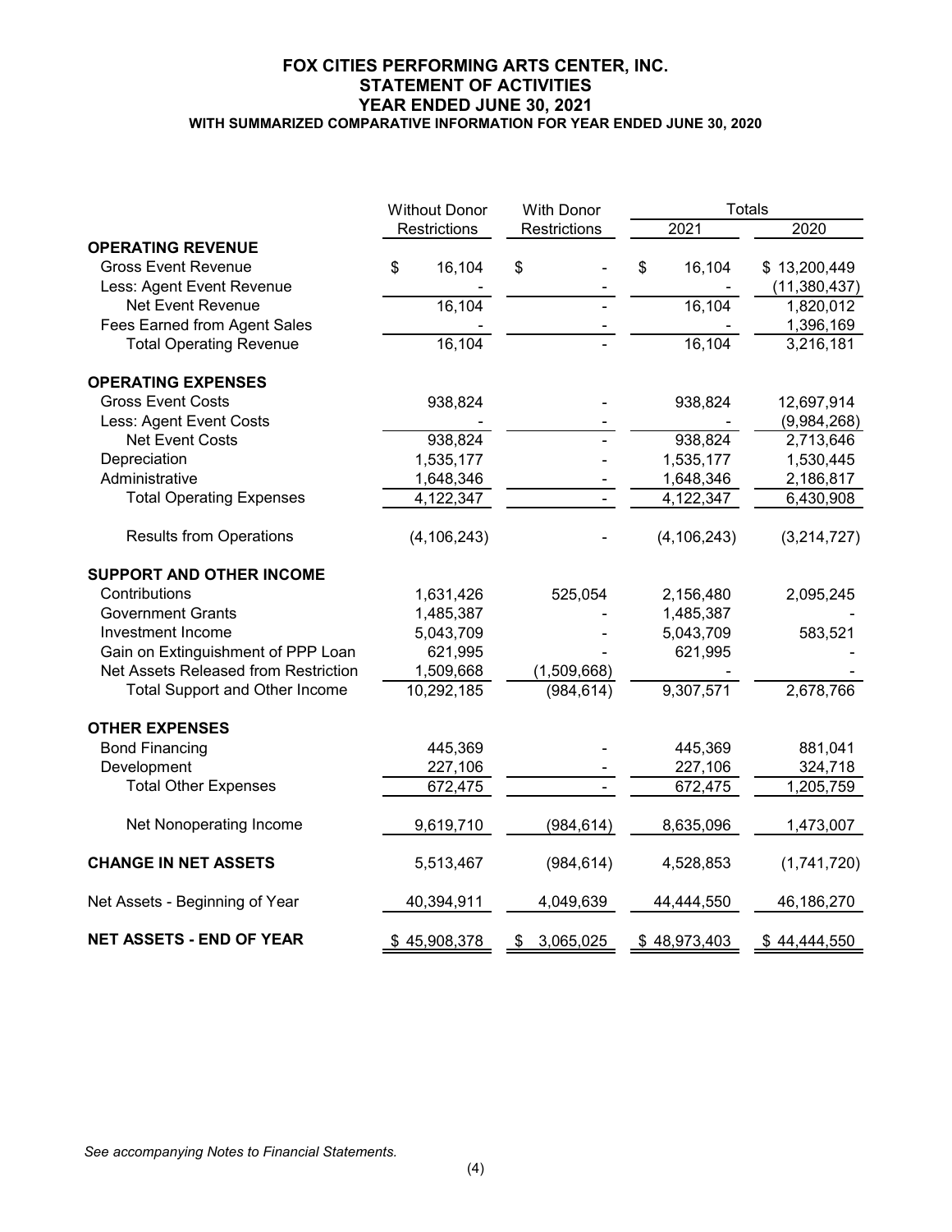# FOX CITIES PERFORMING ARTS CENTER, INC.
## STATEMENT OF ACTIVITIES
## YEAR ENDED JUNE 30, 2021
### WITH SUMMARIZED COMPARATIVE INFORMATION FOR YEAR ENDED JUNE 30, 2020

| | Without Donor Restrictions | With Donor Restrictions | Totals 2021 | Totals 2020 |
|---|---|---|---|---|
| **OPERATING REVENUE** | | | | |
| Gross Event Revenue | $ 16,104 | $ - | $ 16,104 | $ 13,200,449 |
| Less: Agent Event Revenue | - | - | - | (11,380,437) |
| Net Event Revenue | 16,104 | - | 16,104 | 1,820,012 |
| Fees Earned from Agent Sales | - | - | - | 1,396,169 |
| Total Operating Revenue | 16,104 | - | 16,104 | 3,216,181 |
| **OPERATING EXPENSES** | | | | |
| Gross Event Costs | 938,824 | - | 938,824 | 12,697,914 |
| Less: Agent Event Costs | - | - | - | (9,984,268) |
| Net Event Costs | 938,824 | - | 938,824 | 2,713,646 |
| Depreciation | 1,535,177 | - | 1,535,177 | 1,530,445 |
| Administrative | 1,648,346 | - | 1,648,346 | 2,186,817 |
| Total Operating Expenses | 4,122,347 | - | 4,122,347 | 6,430,908 |
| Results from Operations | (4,106,243) | - | (4,106,243) | (3,214,727) |
| **SUPPORT AND OTHER INCOME** | | | | |
| Contributions | 1,631,426 | 525,054 | 2,156,480 | 2,095,245 |
| Government Grants | 1,485,387 | - | 1,485,387 | - |
| Investment Income | 5,043,709 | - | 5,043,709 | 583,521 |
| Gain on Extinguishment of PPP Loan | 621,995 | - | 621,995 | - |
| Net Assets Released from Restriction | 1,509,668 | (1,509,668) | - | - |
| Total Support and Other Income | 10,292,185 | (984,614) | 9,307,571 | 2,678,766 |
| **OTHER EXPENSES** | | | | |
| Bond Financing | 445,369 | - | 445,369 | 881,041 |
| Development | 227,106 | - | 227,106 | 324,718 |
| Total Other Expenses | 672,475 | - | 672,475 | 1,205,759 |
| Net Nonoperating Income | 9,619,710 | (984,614) | 8,635,096 | 1,473,007 |
| **CHANGE IN NET ASSETS** | 5,513,467 | (984,614) | 4,528,853 | (1,741,720) |
| Net Assets - Beginning of Year | 40,394,911 | 4,049,639 | 44,444,550 | 46,186,270 |
| **NET ASSETS - END OF YEAR** | $ 45,908,378 | $ 3,065,025 | $ 48,973,403 | $ 44,444,550 |

*See accompanying Notes to Financial Statements.*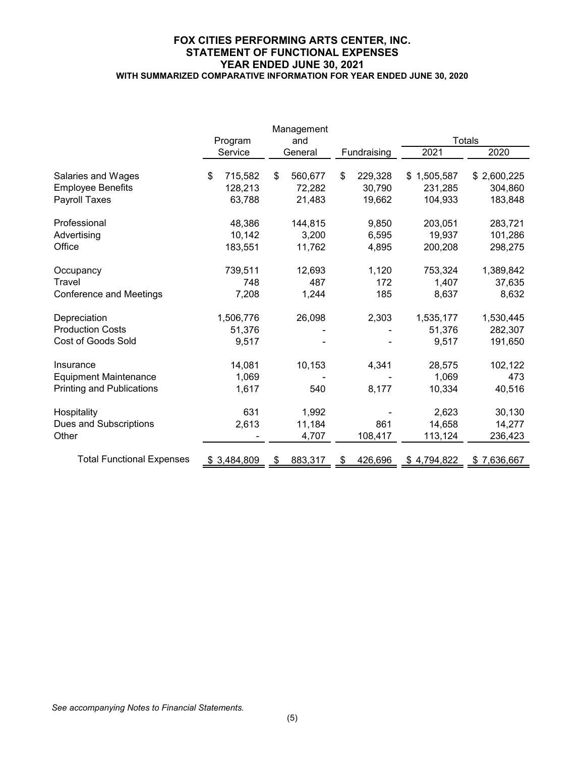# FOX CITIES PERFORMING ARTS CENTER, INC.
## STATEMENT OF FUNCTIONAL EXPENSES
### YEAR ENDED JUNE 30, 2021
#### WITH SUMMARIZED COMPARATIVE INFORMATION FOR YEAR ENDED JUNE 30, 2020

| | Program Service | Management and General | Fundraising | Totals 2021 | Totals 2020 |
|---|---|---|---|---|---|
| Salaries and Wages | $ 715,582 | $ 560,677 | $ 229,328 | $ 1,505,587 | $ 2,600,225 |
| Employee Benefits | 128,213 | 72,282 | 30,790 | 231,285 | 304,860 |
| Payroll Taxes | 63,788 | 21,483 | 19,662 | 104,933 | 183,848 |
| Professional | 48,386 | 144,815 | 9,850 | 203,051 | 283,721 |
| Advertising | 10,142 | 3,200 | 6,595 | 19,937 | 101,286 |
| Office | 183,551 | 11,762 | 4,895 | 200,208 | 298,275 |
| Occupancy | 739,511 | 12,693 | 1,120 | 753,324 | 1,389,842 |
| Travel | 748 | 487 | 172 | 1,407 | 37,635 |
| Conference and Meetings | 7,208 | 1,244 | 185 | 8,637 | 8,632 |
| Depreciation | 1,506,776 | 26,098 | 2,303 | 1,535,177 | 1,530,445 |
| Production Costs | 51,376 | - | - | 51,376 | 282,307 |
| Cost of Goods Sold | 9,517 | - | - | 9,517 | 191,650 |
| Insurance | 14,081 | 10,153 | 4,341 | 28,575 | 102,122 |
| Equipment Maintenance | 1,069 | - | - | 1,069 | 473 |
| Printing and Publications | 1,617 | 540 | 8,177 | 10,334 | 40,516 |
| Hospitality | 631 | 1,992 | - | 2,623 | 30,130 |
| Dues and Subscriptions | 2,613 | 11,184 | 861 | 14,658 | 14,277 |
| Other | - | 4,707 | 108,417 | 113,124 | 236,423 |
| Total Functional Expenses | $ 3,484,809 | $ 883,317 | $ 426,696 | $ 4,794,822 | $ 7,636,667 |

*See accompanying Notes to Financial Statements.*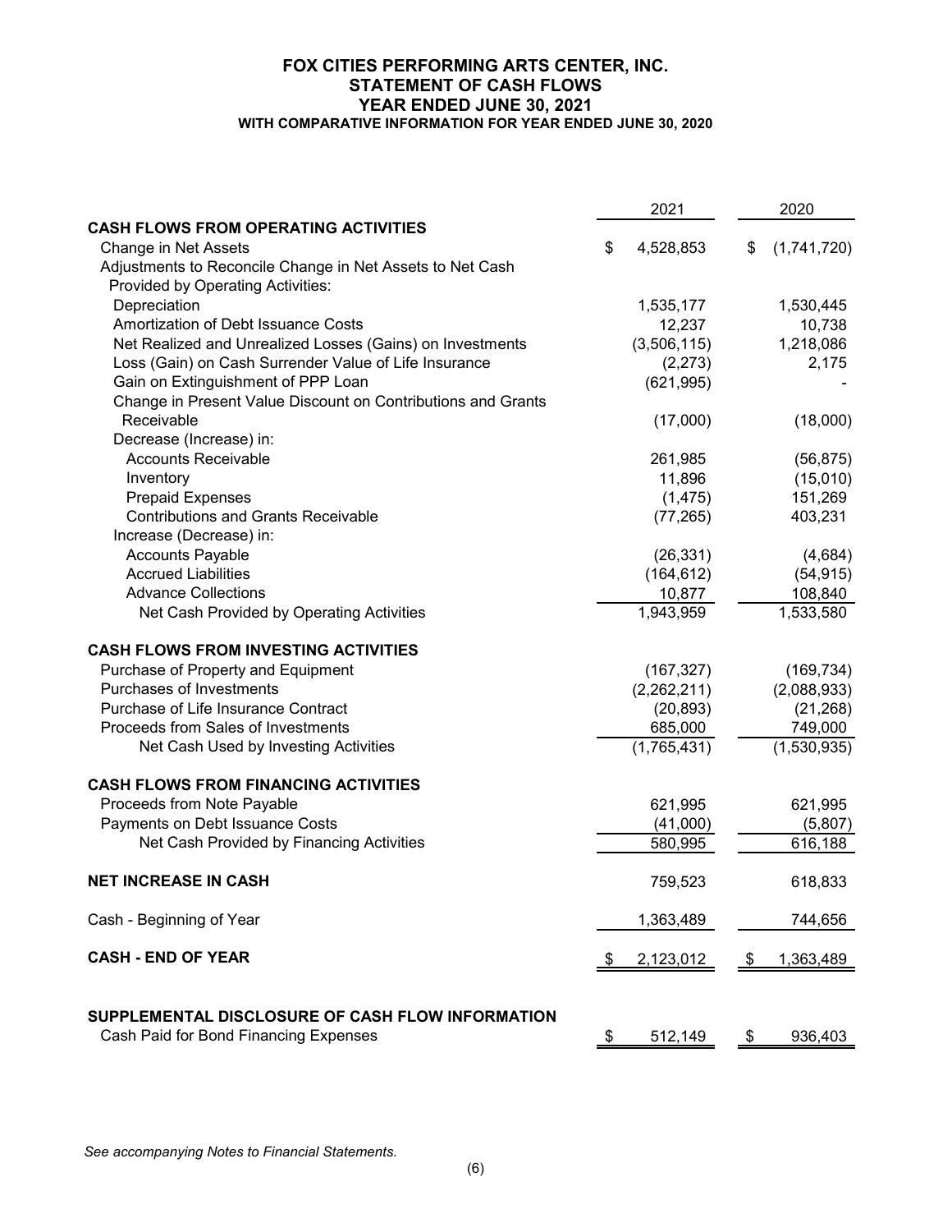# FOX CITIES PERFORMING ARTS CENTER, INC.
## STATEMENT OF CASH FLOWS
### YEAR ENDED JUNE 30, 2021
#### WITH COMPARATIVE INFORMATION FOR YEAR ENDED JUNE 30, 2020

| | 2021 | 2020 |
|---|---|---|
| **CASH FLOWS FROM OPERATING ACTIVITIES** | | |
| Change in Net Assets | $ 4,528,853 | $ (1,741,720) |
| Adjustments to Reconcile Change in Net Assets to Net Cash Provided by Operating Activities: | | |
| Depreciation | 1,535,177 | 1,530,445 |
| Amortization of Debt Issuance Costs | 12,237 | 10,738 |
| Net Realized and Unrealized Losses (Gains) on Investments | (3,506,115) | 1,218,086 |
| Loss (Gain) on Cash Surrender Value of Life Insurance | (2,273) | 2,175 |
| Gain on Extinguishment of PPP Loan | (621,995) | - |
| Change in Present Value Discount on Contributions and Grants Receivable | (17,000) | (18,000) |
| Decrease (Increase) in: | | |
| Accounts Receivable | 261,985 | (56,875) |
| Inventory | 11,896 | (15,010) |
| Prepaid Expenses | (1,475) | 151,269 |
| Contributions and Grants Receivable | (77,265) | 403,231 |
| Increase (Decrease) in: | | |
| Accounts Payable | (26,331) | (4,684) |
| Accrued Liabilities | (164,612) | (54,915) |
| Advance Collections | 10,877 | 108,840 |
| Net Cash Provided by Operating Activities | 1,943,959 | 1,533,580 |
| **CASH FLOWS FROM INVESTING ACTIVITIES** | | |
| Purchase of Property and Equipment | (167,327) | (169,734) |
| Purchases of Investments | (2,262,211) | (2,088,933) |
| Purchase of Life Insurance Contract | (20,893) | (21,268) |
| Proceeds from Sales of Investments | 685,000 | 749,000 |
| Net Cash Used by Investing Activities | (1,765,431) | (1,530,935) |
| **CASH FLOWS FROM FINANCING ACTIVITIES** | | |
| Proceeds from Note Payable | 621,995 | 621,995 |
| Payments on Debt Issuance Costs | (41,000) | (5,807) |
| Net Cash Provided by Financing Activities | 580,995 | 616,188 |
| **NET INCREASE IN CASH** | 759,523 | 618,833 |
| Cash - Beginning of Year | 1,363,489 | 744,656 |
| **CASH - END OF YEAR** | $ 2,123,012 | $ 1,363,489 |
| **SUPPLEMENTAL DISCLOSURE OF CASH FLOW INFORMATION** | | |
| Cash Paid for Bond Financing Expenses | $ 512,149 | $ 936,403 |

*See accompanying Notes to Financial Statements.*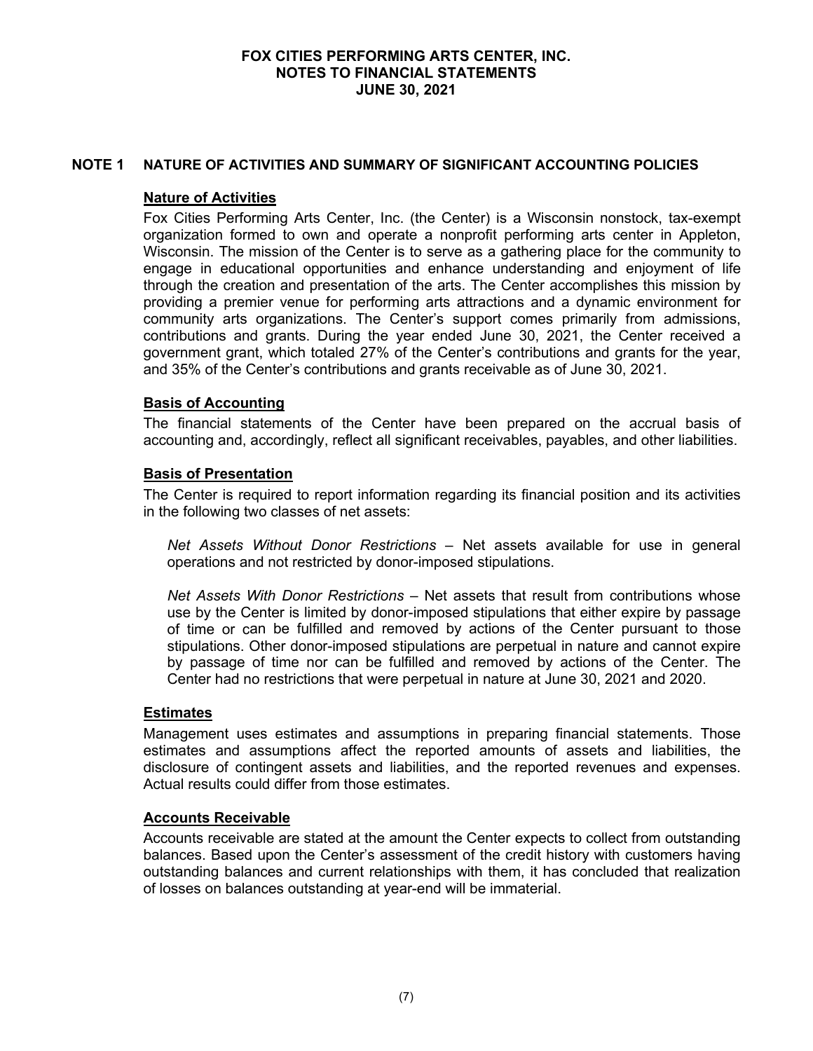# FOX CITIES PERFORMING ARTS CENTER, INC.
# NOTES TO FINANCIAL STATEMENTS
# JUNE 30, 2021

## NOTE 1 NATURE OF ACTIVITIES AND SUMMARY OF SIGNIFICANT ACCOUNTING POLICIES

### Nature of Activities

Fox Cities Performing Arts Center, Inc. (the Center) is a Wisconsin nonstock, tax-exempt organization formed to own and operate a nonprofit performing arts center in Appleton, Wisconsin. The mission of the Center is to serve as a gathering place for the community to engage in educational opportunities and enhance understanding and enjoyment of life through the creation and presentation of the arts. The Center accomplishes this mission by providing a premier venue for performing arts attractions and a dynamic environment for community arts organizations. The Center's support comes primarily from admissions, contributions and grants. During the year ended June 30, 2021, the Center received a government grant, which totaled 27% of the Center's contributions and grants for the year, and 35% of the Center's contributions and grants receivable as of June 30, 2021.

### Basis of Accounting

The financial statements of the Center have been prepared on the accrual basis of accounting and, accordingly, reflect all significant receivables, payables, and other liabilities.

### Basis of Presentation

The Center is required to report information regarding its financial position and its activities in the following two classes of net assets:

*Net Assets Without Donor Restrictions* – Net assets available for use in general operations and not restricted by donor-imposed stipulations.

*Net Assets With Donor Restrictions* – Net assets that result from contributions whose use by the Center is limited by donor-imposed stipulations that either expire by passage of time or can be fulfilled and removed by actions of the Center pursuant to those stipulations. Other donor-imposed stipulations are perpetual in nature and cannot expire by passage of time nor can be fulfilled and removed by actions of the Center. The Center had no restrictions that were perpetual in nature at June 30, 2021 and 2020.

### Estimates

Management uses estimates and assumptions in preparing financial statements. Those estimates and assumptions affect the reported amounts of assets and liabilities, the disclosure of contingent assets and liabilities, and the reported revenues and expenses. Actual results could differ from those estimates.

### Accounts Receivable

Accounts receivable are stated at the amount the Center expects to collect from outstanding balances. Based upon the Center's assessment of the credit history with customers having outstanding balances and current relationships with them, it has concluded that realization of losses on balances outstanding at year-end will be immaterial.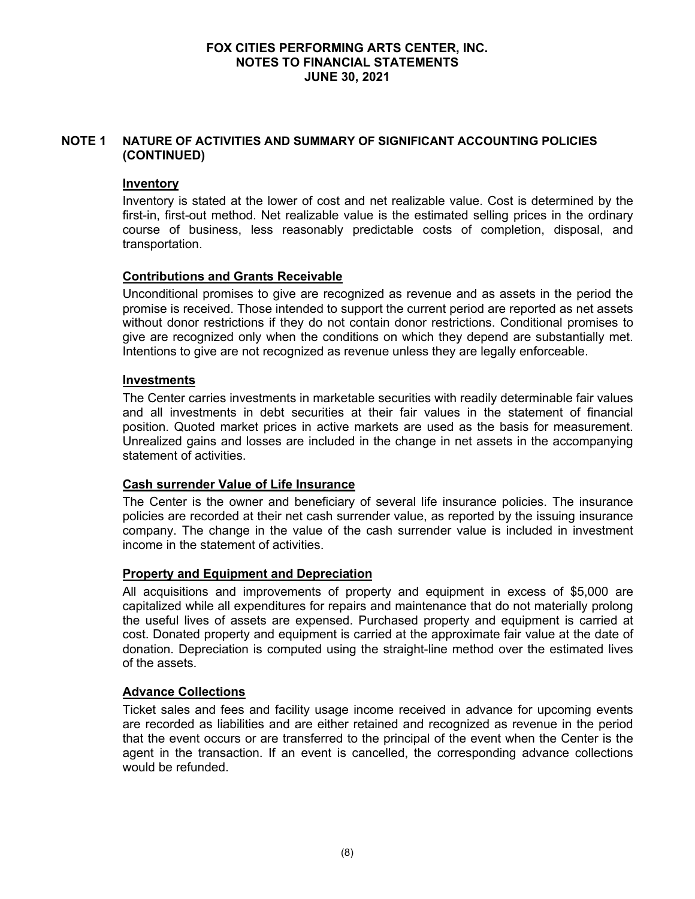## NOTE 1 NATURE OF ACTIVITIES AND SUMMARY OF SIGNIFICANT ACCOUNTING POLICIES (CONTINUED)

### Inventory

Inventory is stated at the lower of cost and net realizable value. Cost is determined by the first-in, first-out method. Net realizable value is the estimated selling prices in the ordinary course of business, less reasonably predictable costs of completion, disposal, and transportation.

### Contributions and Grants Receivable

Unconditional promises to give are recognized as revenue and as assets in the period the promise is received. Those intended to support the current period are reported as net assets without donor restrictions if they do not contain donor restrictions. Conditional promises to give are recognized only when the conditions on which they depend are substantially met. Intentions to give are not recognized as revenue unless they are legally enforceable.

### Investments

The Center carries investments in marketable securities with readily determinable fair values and all investments in debt securities at their fair values in the statement of financial position. Quoted market prices in active markets are used as the basis for measurement. Unrealized gains and losses are included in the change in net assets in the accompanying statement of activities.

### Cash surrender Value of Life Insurance

The Center is the owner and beneficiary of several life insurance policies. The insurance policies are recorded at their net cash surrender value, as reported by the issuing insurance company. The change in the value of the cash surrender value is included in investment income in the statement of activities.

### Property and Equipment and Depreciation

All acquisitions and improvements of property and equipment in excess of $5,000 are capitalized while all expenditures for repairs and maintenance that do not materially prolong the useful lives of assets are expensed. Purchased property and equipment is carried at cost. Donated property and equipment is carried at the approximate fair value at the date of donation. Depreciation is computed using the straight-line method over the estimated lives of the assets.

### Advance Collections

Ticket sales and fees and facility usage income received in advance for upcoming events are recorded as liabilities and are either retained and recognized as revenue in the period that the event occurs or are transferred to the principal of the event when the Center is the agent in the transaction. If an event is cancelled, the corresponding advance collections would be refunded.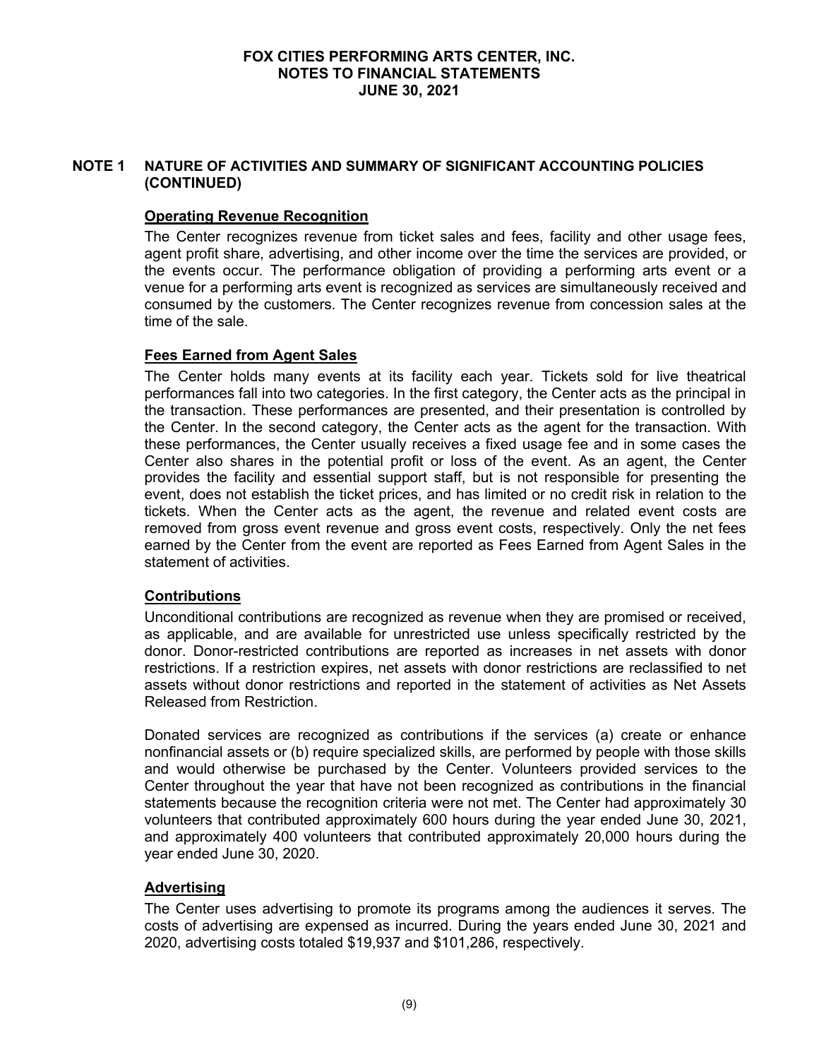## NOTE 1 NATURE OF ACTIVITIES AND SUMMARY OF SIGNIFICANT ACCOUNTING POLICIES (CONTINUED)

### Operating Revenue Recognition

The Center recognizes revenue from ticket sales and fees, facility and other usage fees, agent profit share, advertising, and other income over the time the services are provided, or the events occur. The performance obligation of providing a performing arts event or a venue for a performing arts event is recognized as services are simultaneously received and consumed by the customers. The Center recognizes revenue from concession sales at the time of the sale.

### Fees Earned from Agent Sales

The Center holds many events at its facility each year. Tickets sold for live theatrical performances fall into two categories. In the first category, the Center acts as the principal in the transaction. These performances are presented, and their presentation is controlled by the Center. In the second category, the Center acts as the agent for the transaction. With these performances, the Center usually receives a fixed usage fee and in some cases the Center also shares in the potential profit or loss of the event. As an agent, the Center provides the facility and essential support staff, but is not responsible for presenting the event, does not establish the ticket prices, and has limited or no credit risk in relation to the tickets. When the Center acts as the agent, the revenue and related event costs are removed from gross event revenue and gross event costs, respectively. Only the net fees earned by the Center from the event are reported as Fees Earned from Agent Sales in the statement of activities.

### Contributions

Unconditional contributions are recognized as revenue when they are promised or received, as applicable, and are available for unrestricted use unless specifically restricted by the donor. Donor-restricted contributions are reported as increases in net assets with donor restrictions. If a restriction expires, net assets with donor restrictions are reclassified to net assets without donor restrictions and reported in the statement of activities as Net Assets Released from Restriction.

Donated services are recognized as contributions if the services (a) create or enhance nonfinancial assets or (b) require specialized skills, are performed by people with those skills and would otherwise be purchased by the Center. Volunteers provided services to the Center throughout the year that have not been recognized as contributions in the financial statements because the recognition criteria were not met. The Center had approximately 30 volunteers that contributed approximately 600 hours during the year ended June 30, 2021, and approximately 400 volunteers that contributed approximately 20,000 hours during the year ended June 30, 2020.

### Advertising

The Center uses advertising to promote its programs among the audiences it serves. The costs of advertising are expensed as incurred. During the years ended June 30, 2021 and 2020, advertising costs totaled $19,937 and $101,286, respectively.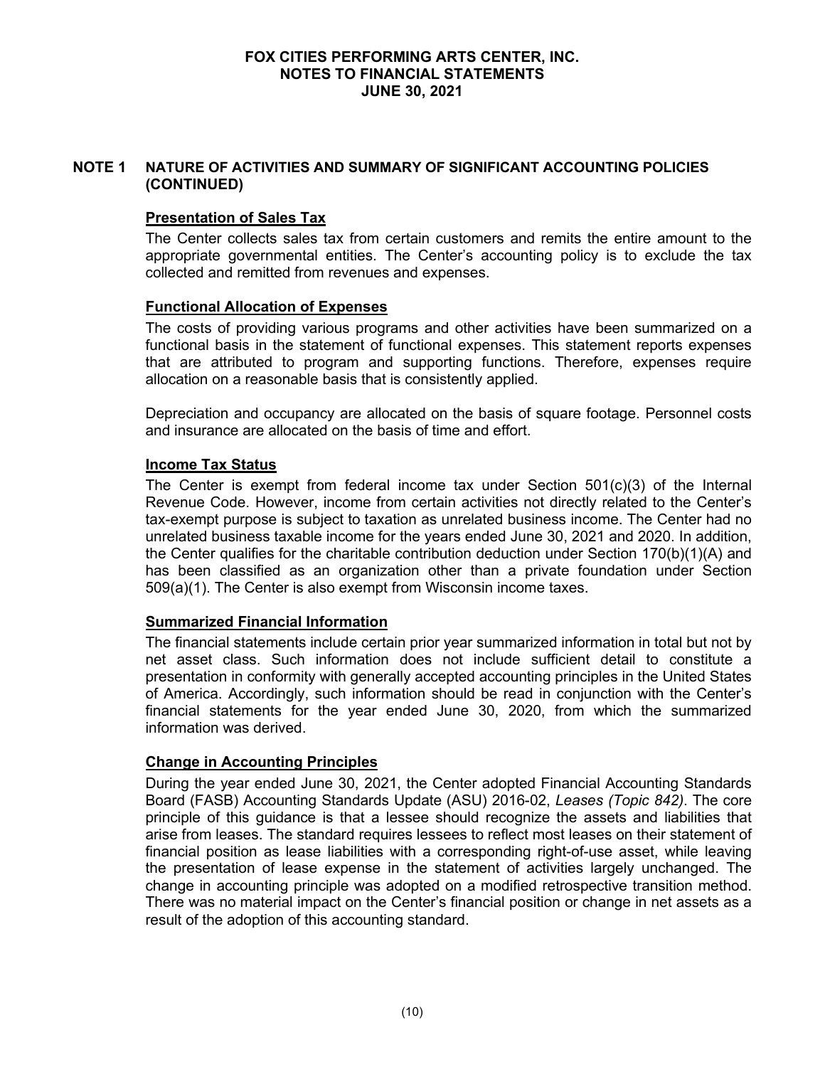## NOTE 1 NATURE OF ACTIVITIES AND SUMMARY OF SIGNIFICANT ACCOUNTING POLICIES (CONTINUED)

### Presentation of Sales Tax

The Center collects sales tax from certain customers and remits the entire amount to the appropriate governmental entities. The Center's accounting policy is to exclude the tax collected and remitted from revenues and expenses.

### Functional Allocation of Expenses

The costs of providing various programs and other activities have been summarized on a functional basis in the statement of functional expenses. This statement reports expenses that are attributed to program and supporting functions. Therefore, expenses require allocation on a reasonable basis that is consistently applied.

Depreciation and occupancy are allocated on the basis of square footage. Personnel costs and insurance are allocated on the basis of time and effort.

### Income Tax Status

The Center is exempt from federal income tax under Section 501(c)(3) of the Internal Revenue Code. However, income from certain activities not directly related to the Center's tax-exempt purpose is subject to taxation as unrelated business income. The Center had no unrelated business taxable income for the years ended June 30, 2021 and 2020. In addition, the Center qualifies for the charitable contribution deduction under Section 170(b)(1)(A) and has been classified as an organization other than a private foundation under Section 509(a)(1). The Center is also exempt from Wisconsin income taxes.

### Summarized Financial Information

The financial statements include certain prior year summarized information in total but not by net asset class. Such information does not include sufficient detail to constitute a presentation in conformity with generally accepted accounting principles in the United States of America. Accordingly, such information should be read in conjunction with the Center's financial statements for the year ended June 30, 2020, from which the summarized information was derived.

### Change in Accounting Principles

During the year ended June 30, 2021, the Center adopted Financial Accounting Standards Board (FASB) Accounting Standards Update (ASU) 2016-02, *Leases (Topic 842)*. The core principle of this guidance is that a lessee should recognize the assets and liabilities that arise from leases. The standard requires lessees to reflect most leases on their statement of financial position as lease liabilities with a corresponding right-of-use asset, while leaving the presentation of lease expense in the statement of activities largely unchanged. The change in accounting principle was adopted on a modified retrospective transition method. There was no material impact on the Center's financial position or change in net assets as a result of the adoption of this accounting standard.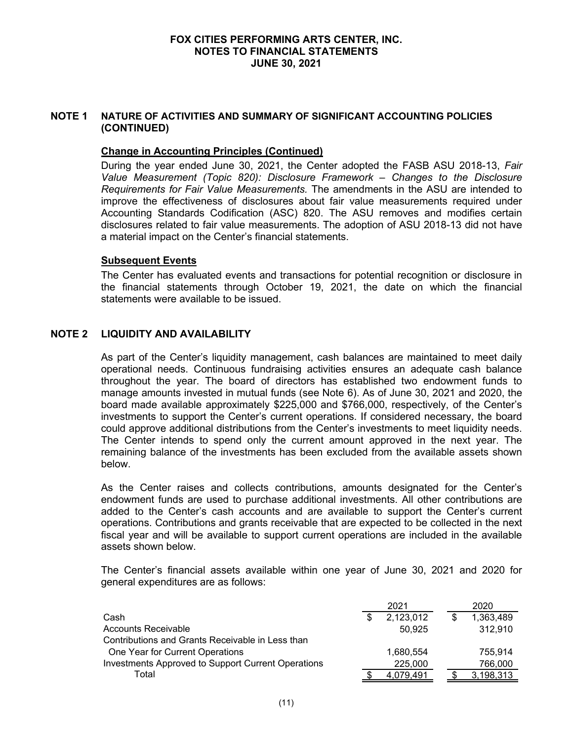## NOTE 1 NATURE OF ACTIVITIES AND SUMMARY OF SIGNIFICANT ACCOUNTING POLICIES (CONTINUED)

### Change in Accounting Principles (Continued)

During the year ended June 30, 2021, the Center adopted the FASB ASU 2018-13, *Fair Value Measurement (Topic 820): Disclosure Framework – Changes to the Disclosure Requirements for Fair Value Measurements.* The amendments in the ASU are intended to improve the effectiveness of disclosures about fair value measurements required under Accounting Standards Codification (ASC) 820. The ASU removes and modifies certain disclosures related to fair value measurements. The adoption of ASU 2018-13 did not have a material impact on the Center's financial statements.

### Subsequent Events

The Center has evaluated events and transactions for potential recognition or disclosure in the financial statements through October 19, 2021, the date on which the financial statements were available to be issued.

## NOTE 2 LIQUIDITY AND AVAILABILITY

As part of the Center's liquidity management, cash balances are maintained to meet daily operational needs. Continuous fundraising activities ensures an adequate cash balance throughout the year. The board of directors has established two endowment funds to manage amounts invested in mutual funds (see Note 6). As of June 30, 2021 and 2020, the board made available approximately $225,000 and $766,000, respectively, of the Center's investments to support the Center's current operations. If considered necessary, the board could approve additional distributions from the Center's investments to meet liquidity needs. The Center intends to spend only the current amount approved in the next year. The remaining balance of the investments has been excluded from the available assets shown below.

As the Center raises and collects contributions, amounts designated for the Center's endowment funds are used to purchase additional investments. All other contributions are added to the Center's cash accounts and are available to support the Center's current operations. Contributions and grants receivable that are expected to be collected in the next fiscal year and will be available to support current operations are included in the available assets shown below.

The Center's financial assets available within one year of June 30, 2021 and 2020 for general expenditures are as follows:

| | 2021 | 2020 |
|---|---|---|
| Cash | $ 2,123,012 | $ 1,363,489 |
| Accounts Receivable | 50,925 | 312,910 |
| Contributions and Grants Receivable in Less than One Year for Current Operations | 1,680,554 | 755,914 |
| Investments Approved to Support Current Operations | 225,000 | 766,000 |
| Total | $ 4,079,491 | $ 3,198,313 |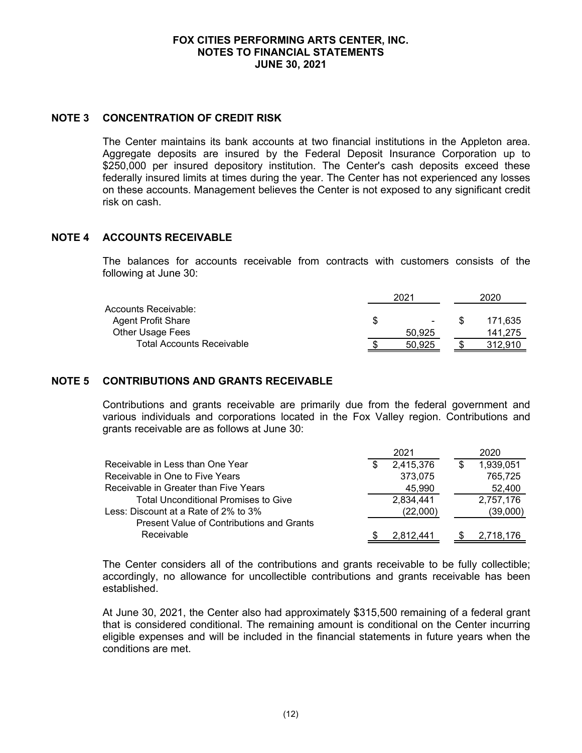## NOTE 3 CONCENTRATION OF CREDIT RISK

The Center maintains its bank accounts at two financial institutions in the Appleton area. Aggregate deposits are insured by the Federal Deposit Insurance Corporation up to $250,000 per insured depository institution. The Center's cash deposits exceed these federally insured limits at times during the year. The Center has not experienced any losses on these accounts. Management believes the Center is not exposed to any significant credit risk on cash.

## NOTE 4 ACCOUNTS RECEIVABLE

The balances for accounts receivable from contracts with customers consists of the following at June 30:

| | 2021 | 2020 |
|---|---|---|
| Accounts Receivable: | | |
| Agent Profit Share | $ - | $ 171,635 |
| Other Usage Fees | 50,925 | 141,275 |
| Total Accounts Receivable | $ 50,925 | $ 312,910 |

## NOTE 5 CONTRIBUTIONS AND GRANTS RECEIVABLE

Contributions and grants receivable are primarily due from the federal government and various individuals and corporations located in the Fox Valley region. Contributions and grants receivable are as follows at June 30:

| | 2021 | 2020 |
|---|---|---|
| Receivable in Less than One Year | $ 2,415,376 | $ 1,939,051 |
| Receivable in One to Five Years | 373,075 | 765,725 |
| Receivable in Greater than Five Years | 45,990 | 52,400 |
| Total Unconditional Promises to Give | 2,834,441 | 2,757,176 |
| Less: Discount at a Rate of 2% to 3% | (22,000) | (39,000) |
| Present Value of Contributions and Grants Receivable | $ 2,812,441 | $ 2,718,176 |

The Center considers all of the contributions and grants receivable to be fully collectible; accordingly, no allowance for uncollectible contributions and grants receivable has been established.

At June 30, 2021, the Center also had approximately $315,500 remaining of a federal grant that is considered conditional. The remaining amount is conditional on the Center incurring eligible expenses and will be included in the financial statements in future years when the conditions are met.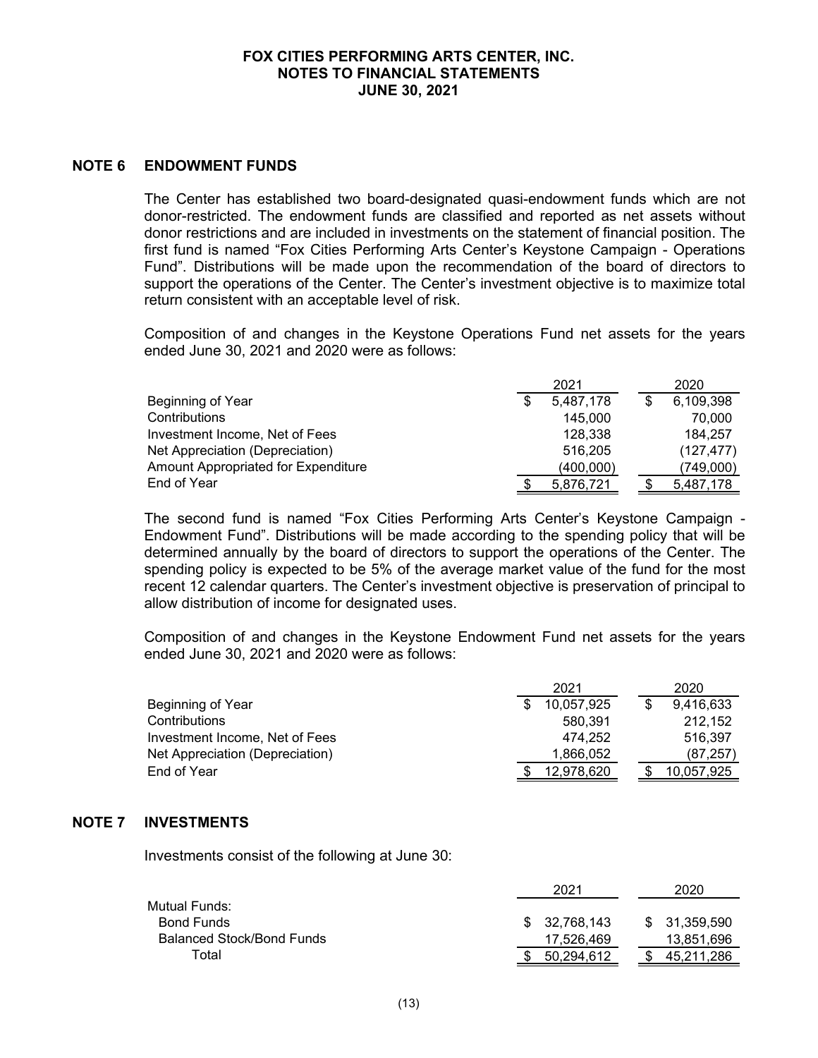# FOX CITIES PERFORMING ARTS CENTER, INC.
# NOTES TO FINANCIAL STATEMENTS
# JUNE 30, 2021

## NOTE 6 ENDOWMENT FUNDS

The Center has established two board-designated quasi-endowment funds which are not donor-restricted. The endowment funds are classified and reported as net assets without donor restrictions and are included in investments on the statement of financial position. The first fund is named "Fox Cities Performing Arts Center's Keystone Campaign - Operations Fund". Distributions will be made upon the recommendation of the board of directors to support the operations of the Center. The Center's investment objective is to maximize total return consistent with an acceptable level of risk.

Composition of and changes in the Keystone Operations Fund net assets for the years ended June 30, 2021 and 2020 were as follows:

| | 2021 | 2020 |
|---|---|---|
| Beginning of Year | $ 5,487,178 | $ 6,109,398 |
| Contributions | 145,000 | 70,000 |
| Investment Income, Net of Fees | 128,338 | 184,257 |
| Net Appreciation (Depreciation) | 516,205 | (127,477) |
| Amount Appropriated for Expenditure | (400,000) | (749,000) |
| End of Year | $ 5,876,721 | $ 5,487,178 |

The second fund is named "Fox Cities Performing Arts Center's Keystone Campaign - Endowment Fund". Distributions will be made according to the spending policy that will be determined annually by the board of directors to support the operations of the Center. The spending policy is expected to be 5% of the average market value of the fund for the most recent 12 calendar quarters. The Center's investment objective is preservation of principal to allow distribution of income for designated uses.

Composition of and changes in the Keystone Endowment Fund net assets for the years ended June 30, 2021 and 2020 were as follows:

| | 2021 | 2020 |
|---|---|---|
| Beginning of Year | $ 10,057,925 | $ 9,416,633 |
| Contributions | 580,391 | 212,152 |
| Investment Income, Net of Fees | 474,252 | 516,397 |
| Net Appreciation (Depreciation) | 1,866,052 | (87,257) |
| End of Year | $ 12,978,620 | $ 10,057,925 |

## NOTE 7 INVESTMENTS

Investments consist of the following at June 30:

| | 2021 | 2020 |
|---|---|---|
| Mutual Funds: | | |
| Bond Funds | $ 32,768,143 | $ 31,359,590 |
| Balanced Stock/Bond Funds | 17,526,469 | 13,851,696 |
| Total | $ 50,294,612 | $ 45,211,286 |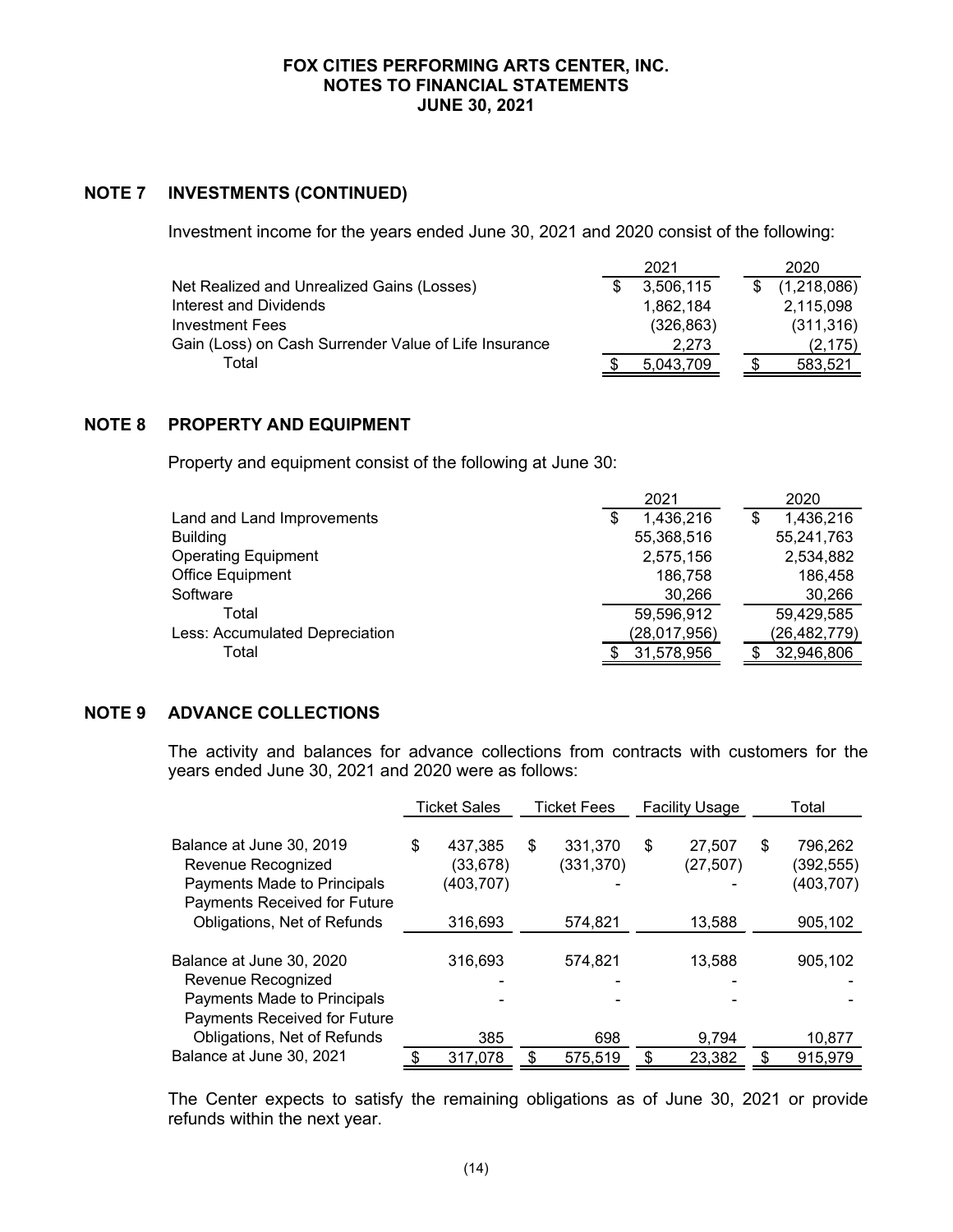## NOTE 7 INVESTMENTS (CONTINUED)

Investment income for the years ended June 30, 2021 and 2020 consist of the following:

| | 2021 | 2020 |
|---|---|---|
| Net Realized and Unrealized Gains (Losses) | $ 3,506,115 | $ (1,218,086) |
| Interest and Dividends | 1,862,184 | 2,115,098 |
| Investment Fees | (326,863) | (311,316) |
| Gain (Loss) on Cash Surrender Value of Life Insurance | 2,273 | (2,175) |
| Total | $ 5,043,709 | $ 583,521 |

## NOTE 8 PROPERTY AND EQUIPMENT

Property and equipment consist of the following at June 30:

| | 2021 | 2020 |
|---|---|---|
| Land and Land Improvements | $ 1,436,216 | $ 1,436,216 |
| Building | 55,368,516 | 55,241,763 |
| Operating Equipment | 2,575,156 | 2,534,882 |
| Office Equipment | 186,758 | 186,458 |
| Software | 30,266 | 30,266 |
| Total | 59,596,912 | 59,429,585 |
| Less: Accumulated Depreciation | (28,017,956) | (26,482,779) |
| Total | $ 31,578,956 | $ 32,946,806 |

## NOTE 9 ADVANCE COLLECTIONS

The activity and balances for advance collections from contracts with customers for the years ended June 30, 2021 and 2020 were as follows:

| | Ticket Sales | Ticket Fees | Facility Usage | Total |
|---|---|---|---|---|
| Balance at June 30, 2019 | $ 437,385 | $ 331,370 | $ 27,507 | $ 796,262 |
| Revenue Recognized | (33,678) | (331,370) | (27,507) | (392,555) |
| Payments Made to Principals | (403,707) | - | - | (403,707) |
| Payments Received for Future Obligations, Net of Refunds | 316,693 | 574,821 | 13,588 | 905,102 |
| Balance at June 30, 2020 | 316,693 | 574,821 | 13,588 | 905,102 |
| Revenue Recognized | - | - | - | - |
| Payments Made to Principals | - | - | - | - |
| Payments Received for Future Obligations, Net of Refunds | 385 | 698 | 9,794 | 10,877 |
| Balance at June 30, 2021 | $ 317,078 | $ 575,519 | $ 23,382 | $ 915,979 |

The Center expects to satisfy the remaining obligations as of June 30, 2021 or provide refunds within the next year.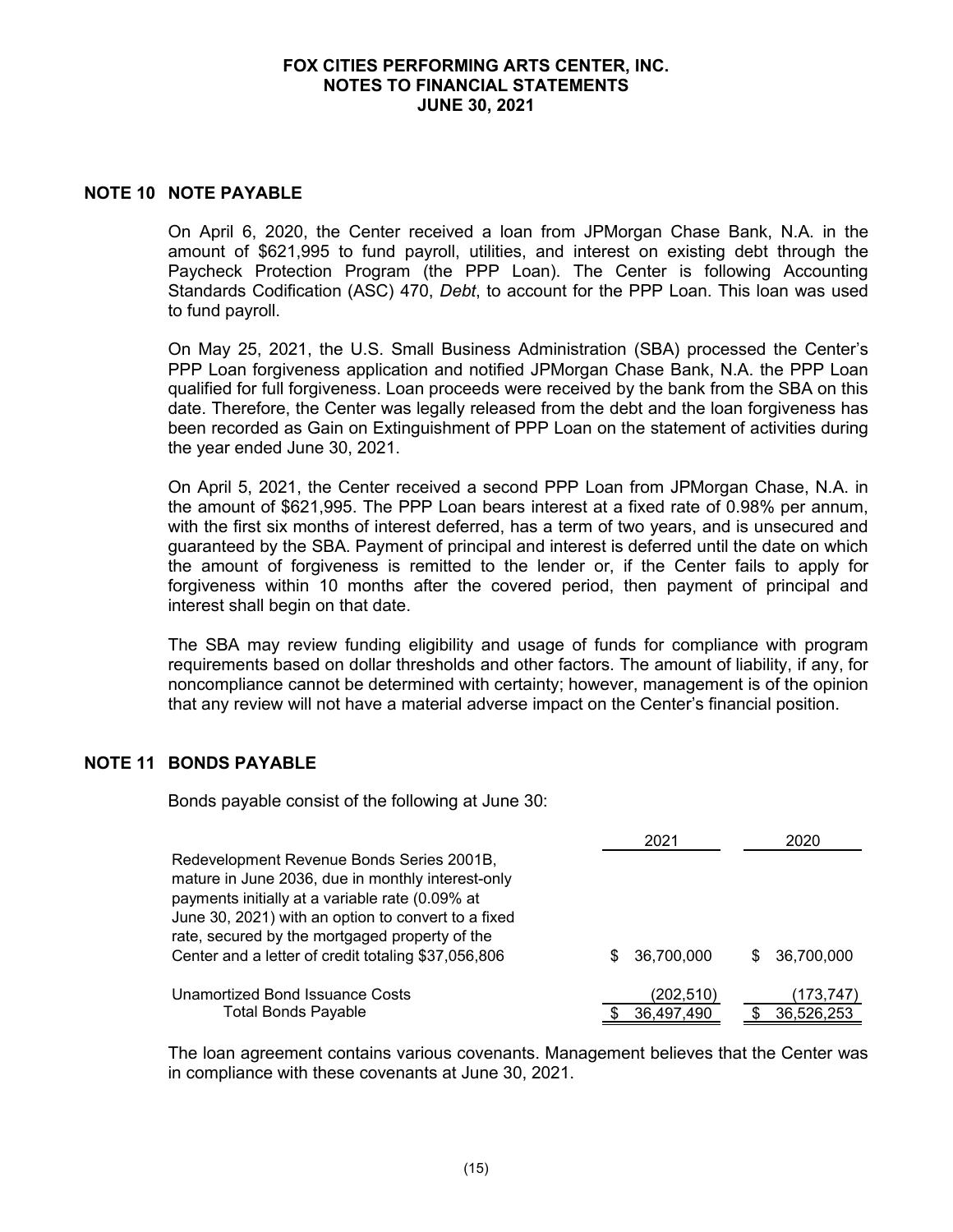## NOTE 10 NOTE PAYABLE

On April 6, 2020, the Center received a loan from JPMorgan Chase Bank, N.A. in the amount of $621,995 to fund payroll, utilities, and interest on existing debt through the Paycheck Protection Program (the PPP Loan). The Center is following Accounting Standards Codification (ASC) 470, *Debt*, to account for the PPP Loan. This loan was used to fund payroll.

On May 25, 2021, the U.S. Small Business Administration (SBA) processed the Center's PPP Loan forgiveness application and notified JPMorgan Chase Bank, N.A. the PPP Loan qualified for full forgiveness. Loan proceeds were received by the bank from the SBA on this date. Therefore, the Center was legally released from the debt and the loan forgiveness has been recorded as Gain on Extinguishment of PPP Loan on the statement of activities during the year ended June 30, 2021.

On April 5, 2021, the Center received a second PPP Loan from JPMorgan Chase, N.A. in the amount of $621,995. The PPP Loan bears interest at a fixed rate of 0.98% per annum, with the first six months of interest deferred, has a term of two years, and is unsecured and guaranteed by the SBA. Payment of principal and interest is deferred until the date on which the amount of forgiveness is remitted to the lender or, if the Center fails to apply for forgiveness within 10 months after the covered period, then payment of principal and interest shall begin on that date.

The SBA may review funding eligibility and usage of funds for compliance with program requirements based on dollar thresholds and other factors. The amount of liability, if any, for noncompliance cannot be determined with certainty; however, management is of the opinion that any review will not have a material adverse impact on the Center's financial position.

## NOTE 11 BONDS PAYABLE

Bonds payable consist of the following at June 30:

| | 2021 | 2020 |
|---|---|---|
| Redevelopment Revenue Bonds Series 2001B, mature in June 2036, due in monthly interest-only payments initially at a variable rate (0.09% at June 30, 2021) with an option to convert to a fixed rate, secured by the mortgaged property of the Center and a letter of credit totaling $37,056,806 | $ 36,700,000 | $ 36,700,000 |
| Unamortized Bond Issuance Costs | (202,510) | (173,747) |
| Total Bonds Payable | $ 36,497,490 | $ 36,526,253 |

The loan agreement contains various covenants. Management believes that the Center was in compliance with these covenants at June 30, 2021.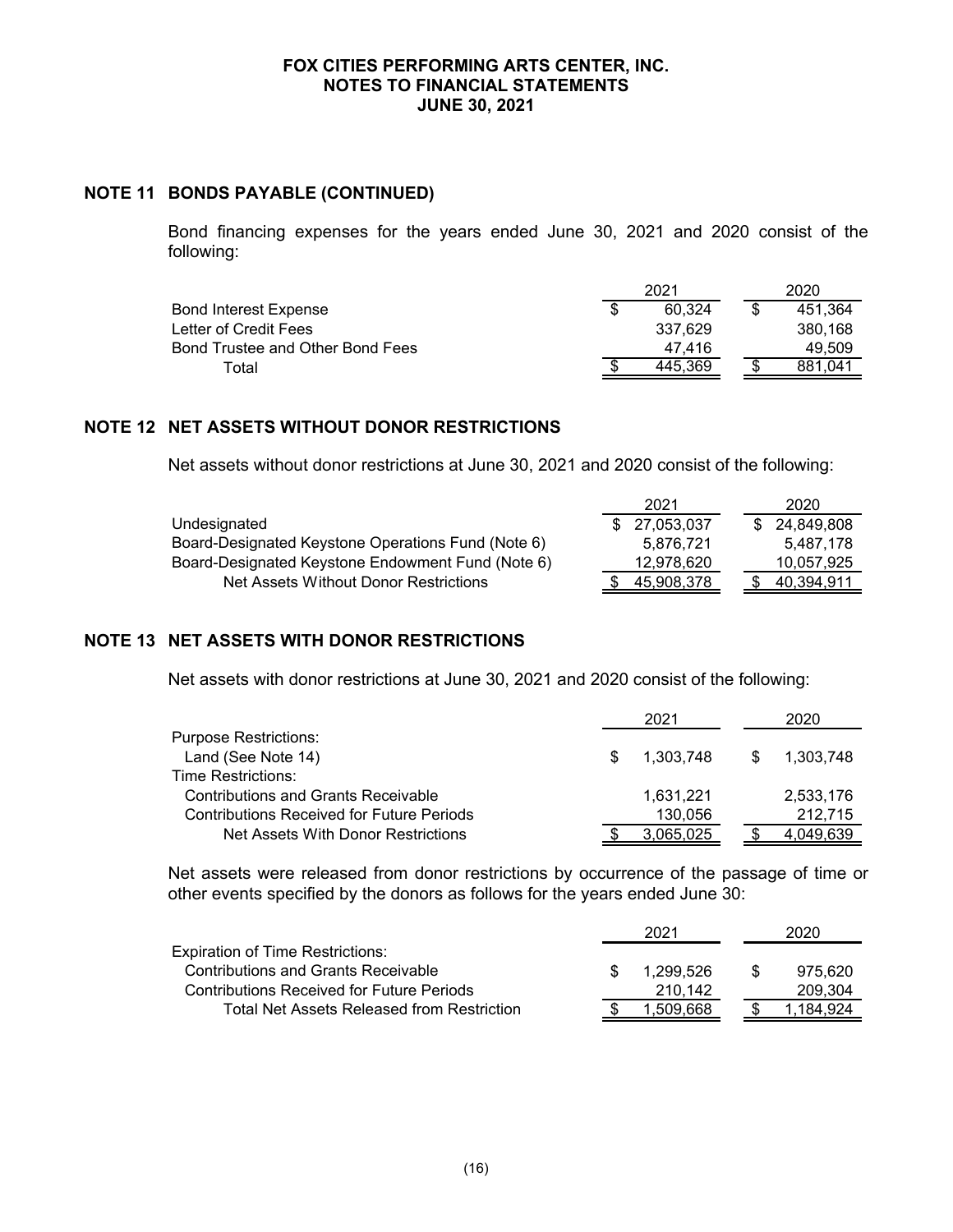## NOTE 11 BONDS PAYABLE (CONTINUED)

Bond financing expenses for the years ended June 30, 2021 and 2020 consist of the following:

| | 2021 | 2020 |
|---|---|---|
| Bond Interest Expense | $ 60,324 | $ 451,364 |
| Letter of Credit Fees | 337,629 | 380,168 |
| Bond Trustee and Other Bond Fees | 47,416 | 49,509 |
| Total | $ 445,369 | $ 881,041 |

## NOTE 12 NET ASSETS WITHOUT DONOR RESTRICTIONS

Net assets without donor restrictions at June 30, 2021 and 2020 consist of the following:

| | 2021 | 2020 |
|---|---|---|
| Undesignated | $ 27,053,037 | $ 24,849,808 |
| Board-Designated Keystone Operations Fund (Note 6) | 5,876,721 | 5,487,178 |
| Board-Designated Keystone Endowment Fund (Note 6) | 12,978,620 | 10,057,925 |
| Net Assets Without Donor Restrictions | $ 45,908,378 | $ 40,394,911 |

## NOTE 13 NET ASSETS WITH DONOR RESTRICTIONS

Net assets with donor restrictions at June 30, 2021 and 2020 consist of the following:

| | 2021 | 2020 |
|---|---|---|
| Purpose Restrictions: | | |
| Land (See Note 14) | $ 1,303,748 | $ 1,303,748 |
| Time Restrictions: | | |
| Contributions and Grants Receivable | 1,631,221 | 2,533,176 |
| Contributions Received for Future Periods | 130,056 | 212,715 |
| Net Assets With Donor Restrictions | $ 3,065,025 | $ 4,049,639 |

Net assets were released from donor restrictions by occurrence of the passage of time or other events specified by the donors as follows for the years ended June 30:

| | 2021 | 2020 |
|---|---|---|
| Expiration of Time Restrictions: | | |
| Contributions and Grants Receivable | $ 1,299,526 | $ 975,620 |
| Contributions Received for Future Periods | 210,142 | 209,304 |
| Total Net Assets Released from Restriction | $ 1,509,668 | $ 1,184,924 |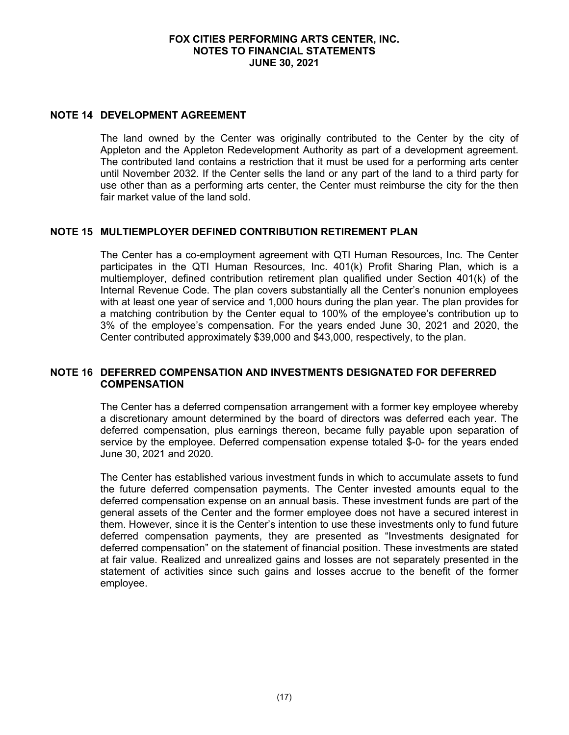## NOTE 14 DEVELOPMENT AGREEMENT

The land owned by the Center was originally contributed to the Center by the city of Appleton and the Appleton Redevelopment Authority as part of a development agreement. The contributed land contains a restriction that it must be used for a performing arts center until November 2032. If the Center sells the land or any part of the land to a third party for use other than as a performing arts center, the Center must reimburse the city for the then fair market value of the land sold.

## NOTE 15 MULTIEMPLOYER DEFINED CONTRIBUTION RETIREMENT PLAN

The Center has a co-employment agreement with QTI Human Resources, Inc. The Center participates in the QTI Human Resources, Inc. 401(k) Profit Sharing Plan, which is a multiemployer, defined contribution retirement plan qualified under Section 401(k) of the Internal Revenue Code. The plan covers substantially all the Center's nonunion employees with at least one year of service and 1,000 hours during the plan year. The plan provides for a matching contribution by the Center equal to 100% of the employee's contribution up to 3% of the employee's compensation. For the years ended June 30, 2021 and 2020, the Center contributed approximately $39,000 and $43,000, respectively, to the plan.

## NOTE 16 DEFERRED COMPENSATION AND INVESTMENTS DESIGNATED FOR DEFERRED COMPENSATION

The Center has a deferred compensation arrangement with a former key employee whereby a discretionary amount determined by the board of directors was deferred each year. The deferred compensation, plus earnings thereon, became fully payable upon separation of service by the employee. Deferred compensation expense totaled $-0- for the years ended June 30, 2021 and 2020.

The Center has established various investment funds in which to accumulate assets to fund the future deferred compensation payments. The Center invested amounts equal to the deferred compensation expense on an annual basis. These investment funds are part of the general assets of the Center and the former employee does not have a secured interest in them. However, since it is the Center's intention to use these investments only to fund future deferred compensation payments, they are presented as "Investments designated for deferred compensation" on the statement of financial position. These investments are stated at fair value. Realized and unrealized gains and losses are not separately presented in the statement of activities since such gains and losses accrue to the benefit of the former employee.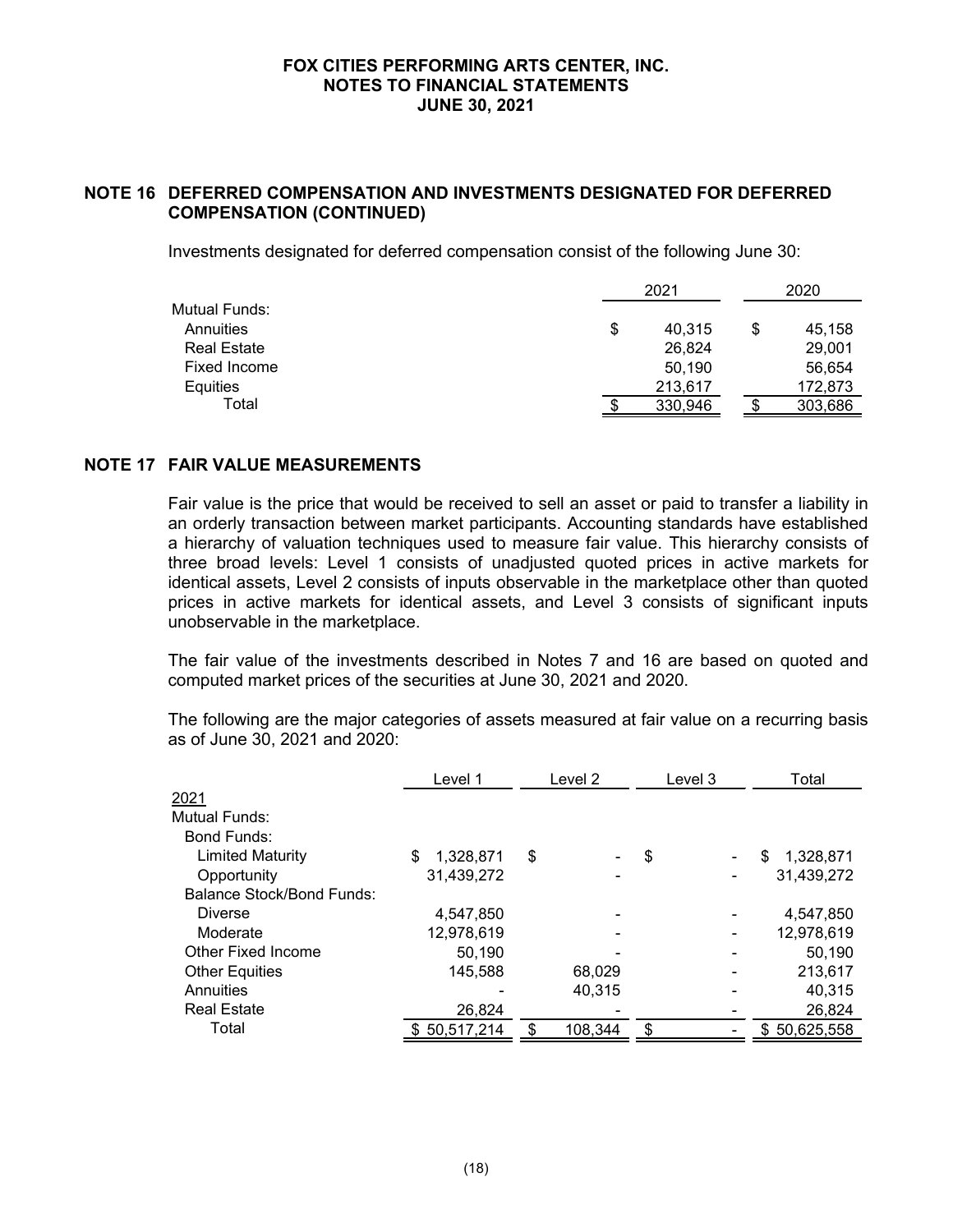## NOTE 16 DEFERRED COMPENSATION AND INVESTMENTS DESIGNATED FOR DEFERRED COMPENSATION (CONTINUED)

Investments designated for deferred compensation consist of the following June 30:

| | 2021 | 2020 |
|---|---|---|
| Mutual Funds: | | |
| Annuities | $ 40,315 | $ 45,158 |
| Real Estate | 26,824 | 29,001 |
| Fixed Income | 50,190 | 56,654 |
| Equities | 213,617 | 172,873 |
| Total | $ 330,946 | $ 303,686 |

## NOTE 17 FAIR VALUE MEASUREMENTS

Fair value is the price that would be received to sell an asset or paid to transfer a liability in an orderly transaction between market participants. Accounting standards have established a hierarchy of valuation techniques used to measure fair value. This hierarchy consists of three broad levels: Level 1 consists of unadjusted quoted prices in active markets for identical assets, Level 2 consists of inputs observable in the marketplace other than quoted prices in active markets for identical assets, and Level 3 consists of significant inputs unobservable in the marketplace.

The fair value of the investments described in Notes 7 and 16 are based on quoted and computed market prices of the securities at June 30, 2021 and 2020.

The following are the major categories of assets measured at fair value on a recurring basis as of June 30, 2021 and 2020:

| | Level 1 | Level 2 | Level 3 | Total |
|---|---|---|---|---|
| 2021 | | | | |
| Mutual Funds: | | | | |
| Bond Funds: | | | | |
| Limited Maturity | $ 1,328,871 | $ - | $ - | $ 1,328,871 |
| Opportunity | 31,439,272 | - | - | 31,439,272 |
| Balance Stock/Bond Funds: | | | | |
| Diverse | 4,547,850 | - | - | 4,547,850 |
| Moderate | 12,978,619 | - | - | 12,978,619 |
| Other Fixed Income | 50,190 | - | - | 50,190 |
| Other Equities | 145,588 | 68,029 | - | 213,617 |
| Annuities | - | 40,315 | - | 40,315 |
| Real Estate | 26,824 | - | - | 26,824 |
| Total | $ 50,517,214 | $ 108,344 | $ - | $ 50,625,558 |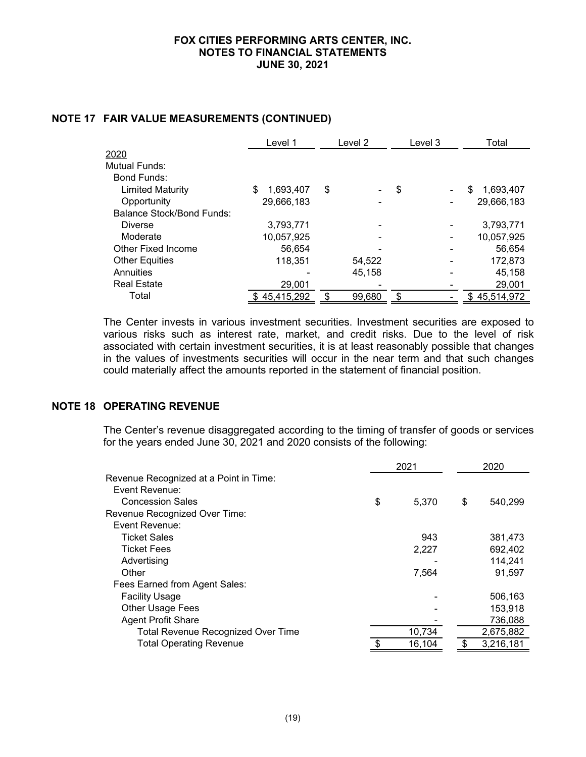## NOTE 17 FAIR VALUE MEASUREMENTS (CONTINUED)

| | Level 1 | Level 2 | Level 3 | Total |
|---|---|---|---|---|
| 2020 | | | | |
| Mutual Funds: | | | | |
| Bond Funds: | | | | |
| Limited Maturity | $ 1,693,407 | $ - | $ - | $ 1,693,407 |
| Opportunity | 29,666,183 | - | - | 29,666,183 |
| Balance Stock/Bond Funds: | | | | |
| Diverse | 3,793,771 | - | - | 3,793,771 |
| Moderate | 10,057,925 | - | - | 10,057,925 |
| Other Fixed Income | 56,654 | - | - | 56,654 |
| Other Equities | 118,351 | 54,522 | - | 172,873 |
| Annuities | - | 45,158 | - | 45,158 |
| Real Estate | 29,001 | - | - | 29,001 |
| Total | $ 45,415,292 | $ 99,680 | $ - | $ 45,514,972 |

The Center invests in various investment securities. Investment securities are exposed to various risks such as interest rate, market, and credit risks. Due to the level of risk associated with certain investment securities, it is at least reasonably possible that changes in the values of investments securities will occur in the near term and that such changes could materially affect the amounts reported in the statement of financial position.

## NOTE 18 OPERATING REVENUE

The Center's revenue disaggregated according to the timing of transfer of goods or services for the years ended June 30, 2021 and 2020 consists of the following:

| | 2021 | 2020 |
|---|---|---|
| Revenue Recognized at a Point in Time: | | |
| Event Revenue: | | |
| Concession Sales | $ 5,370 | $ 540,299 |
| Revenue Recognized Over Time: | | |
| Event Revenue: | | |
| Ticket Sales | 943 | 381,473 |
| Ticket Fees | 2,227 | 692,402 |
| Advertising | - | 114,241 |
| Other | 7,564 | 91,597 |
| Fees Earned from Agent Sales: | | |
| Facility Usage | - | 506,163 |
| Other Usage Fees | - | 153,918 |
| Agent Profit Share | - | 736,088 |
| Total Revenue Recognized Over Time | 10,734 | 2,675,882 |
| Total Operating Revenue | $ 16,104 | $ 3,216,181 |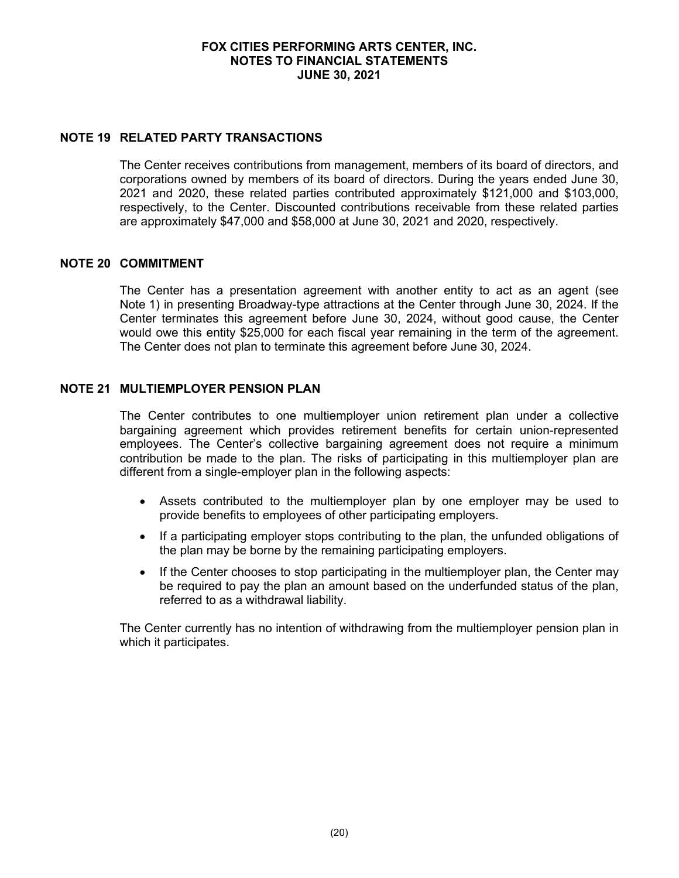## NOTE 19 RELATED PARTY TRANSACTIONS

The Center receives contributions from management, members of its board of directors, and corporations owned by members of its board of directors. During the years ended June 30, 2021 and 2020, these related parties contributed approximately $121,000 and $103,000, respectively, to the Center. Discounted contributions receivable from these related parties are approximately $47,000 and $58,000 at June 30, 2021 and 2020, respectively.

## NOTE 20 COMMITMENT

The Center has a presentation agreement with another entity to act as an agent (see Note 1) in presenting Broadway-type attractions at the Center through June 30, 2024. If the Center terminates this agreement before June 30, 2024, without good cause, the Center would owe this entity $25,000 for each fiscal year remaining in the term of the agreement. The Center does not plan to terminate this agreement before June 30, 2024.

## NOTE 21 MULTIEMPLOYER PENSION PLAN

The Center contributes to one multiemployer union retirement plan under a collective bargaining agreement which provides retirement benefits for certain union-represented employees. The Center's collective bargaining agreement does not require a minimum contribution be made to the plan. The risks of participating in this multiemployer plan are different from a single-employer plan in the following aspects:

- Assets contributed to the multiemployer plan by one employer may be used to provide benefits to employees of other participating employers.
- If a participating employer stops contributing to the plan, the unfunded obligations of the plan may be borne by the remaining participating employers.
- If the Center chooses to stop participating in the multiemployer plan, the Center may be required to pay the plan an amount based on the underfunded status of the plan, referred to as a withdrawal liability.

The Center currently has no intention of withdrawing from the multiemployer pension plan in which it participates.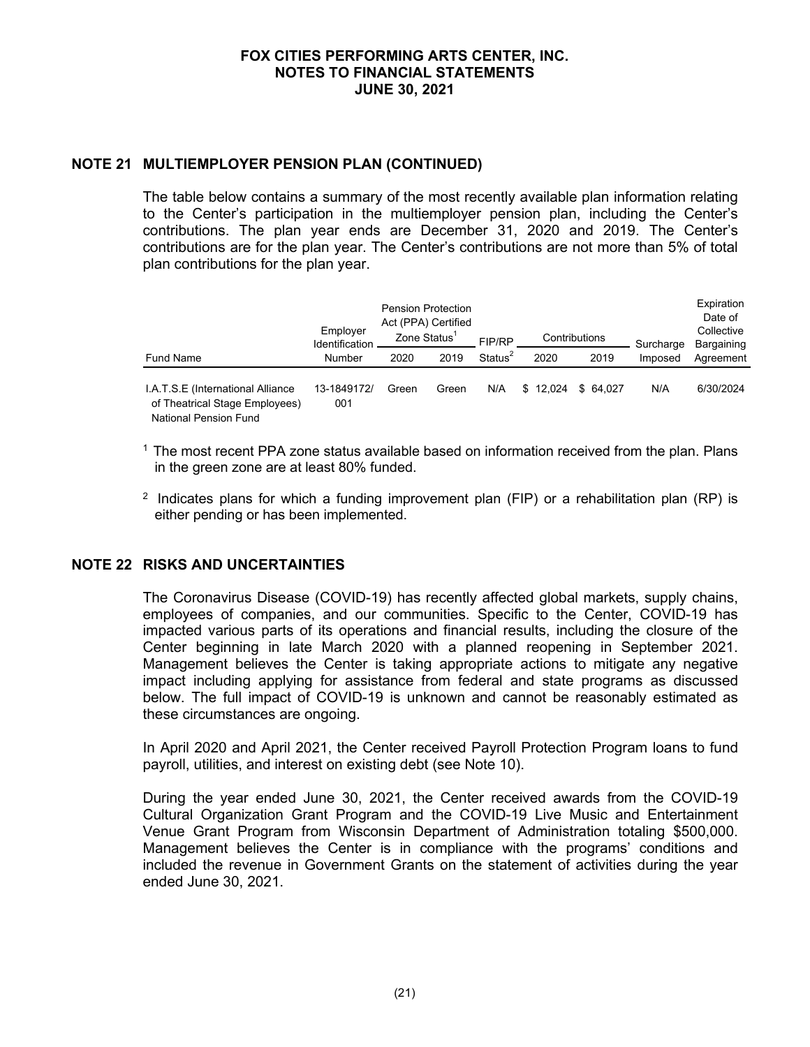# FOX CITIES PERFORMING ARTS CENTER, INC.
# NOTES TO FINANCIAL STATEMENTS
# JUNE 30, 2021

## NOTE 21 MULTIEMPLOYER PENSION PLAN (CONTINUED)

The table below contains a summary of the most recently available plan information relating to the Center's participation in the multiemployer pension plan, including the Center's contributions. The plan year ends are December 31, 2020 and 2019. The Center's contributions are for the plan year. The Center's contributions are not more than 5% of total plan contributions for the plan year.

| Fund Name | Employer Identification Number | Pension Protection Act (PPA) Certified Zone Status[1] | | FIP/RP Status[2] | Contributions | | Surcharge Imposed | Expiration Date of Collective Bargaining Agreement |
|---|---|---|---|---|---|---|---|---|
| | | 2020 | 2019 | | 2020 | 2019 | | |
| I.A.T.S.E (International Alliance of Theatrical Stage Employees) National Pension Fund | 13-1849172/ 001 | Green | Green | N/A | $ 12,024 | $ 64,027 | N/A | 6/30/2024 |

[1] The most recent PPA zone status available based on information received from the plan. Plans in the green zone are at least 80% funded.

[2] Indicates plans for which a funding improvement plan (FIP) or a rehabilitation plan (RP) is either pending or has been implemented.

## NOTE 22 RISKS AND UNCERTAINTIES

The Coronavirus Disease (COVID-19) has recently affected global markets, supply chains, employees of companies, and our communities. Specific to the Center, COVID-19 has impacted various parts of its operations and financial results, including the closure of the Center beginning in late March 2020 with a planned reopening in September 2021. Management believes the Center is taking appropriate actions to mitigate any negative impact including applying for assistance from federal and state programs as discussed below. The full impact of COVID-19 is unknown and cannot be reasonably estimated as these circumstances are ongoing.

In April 2020 and April 2021, the Center received Payroll Protection Program loans to fund payroll, utilities, and interest on existing debt (see Note 10).

During the year ended June 30, 2021, the Center received awards from the COVID-19 Cultural Organization Grant Program and the COVID-19 Live Music and Entertainment Venue Grant Program from Wisconsin Department of Administration totaling $500,000. Management believes the Center is in compliance with the programs' conditions and included the revenue in Government Grants on the statement of activities during the year ended June 30, 2021.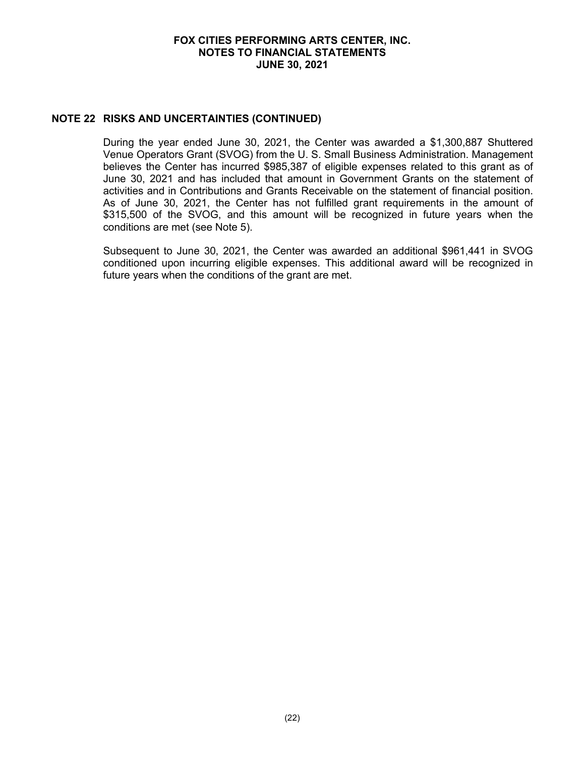## NOTE 22 RISKS AND UNCERTAINTIES (CONTINUED)

During the year ended June 30, 2021, the Center was awarded a $1,300,887 Shuttered Venue Operators Grant (SVOG) from the U. S. Small Business Administration. Management believes the Center has incurred $985,387 of eligible expenses related to this grant as of June 30, 2021 and has included that amount in Government Grants on the statement of activities and in Contributions and Grants Receivable on the statement of financial position. As of June 30, 2021, the Center has not fulfilled grant requirements in the amount of $315,500 of the SVOG, and this amount will be recognized in future years when the conditions are met (see Note 5).

Subsequent to June 30, 2021, the Center was awarded an additional $961,441 in SVOG conditioned upon incurring eligible expenses. This additional award will be recognized in future years when the conditions of the grant are met.